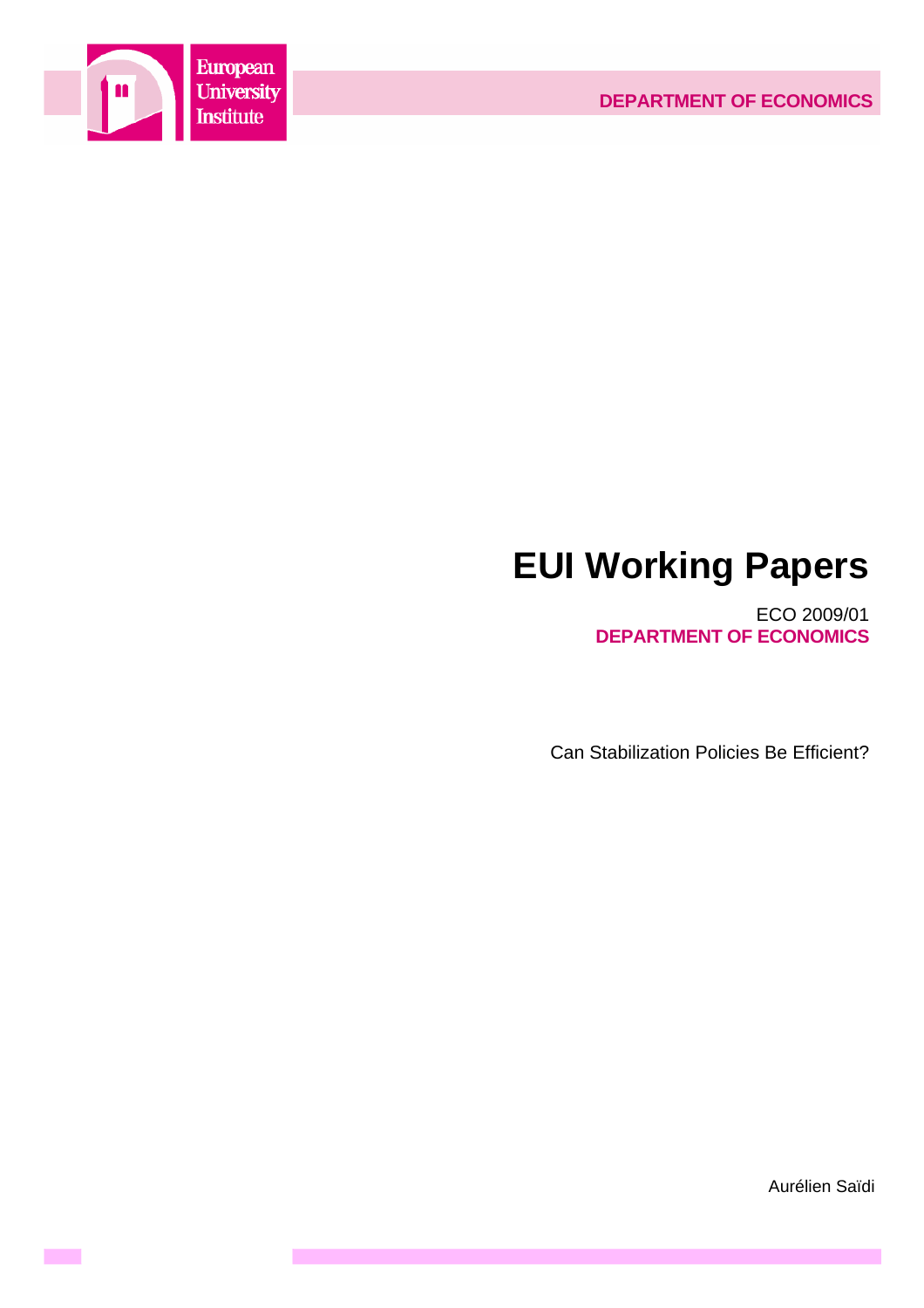European University Institute

DEPARTMENT OF ECONOMICS

# EUI Working Papers

ECO 2009/01

**DEPARTMENT OF ECONOMICS**

Can Stabilization Policies Be Efficient?

Aurélien Saïdi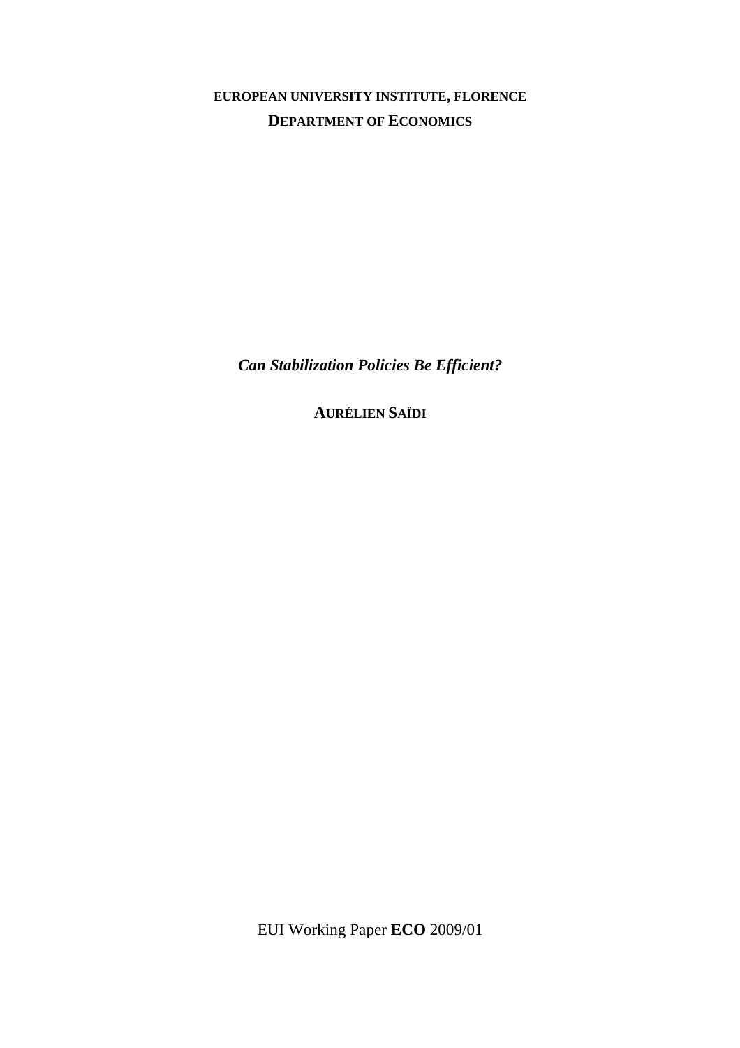**EUROPEAN UNIVERSITY INSTITUTE, FLORENCE**

**DEPARTMENT OF ECONOMICS**

***Can Stabilization Policies Be Efficient?***

**AURÉLIEN SAÏDI**

EUI Working Paper **ECO** 2009/01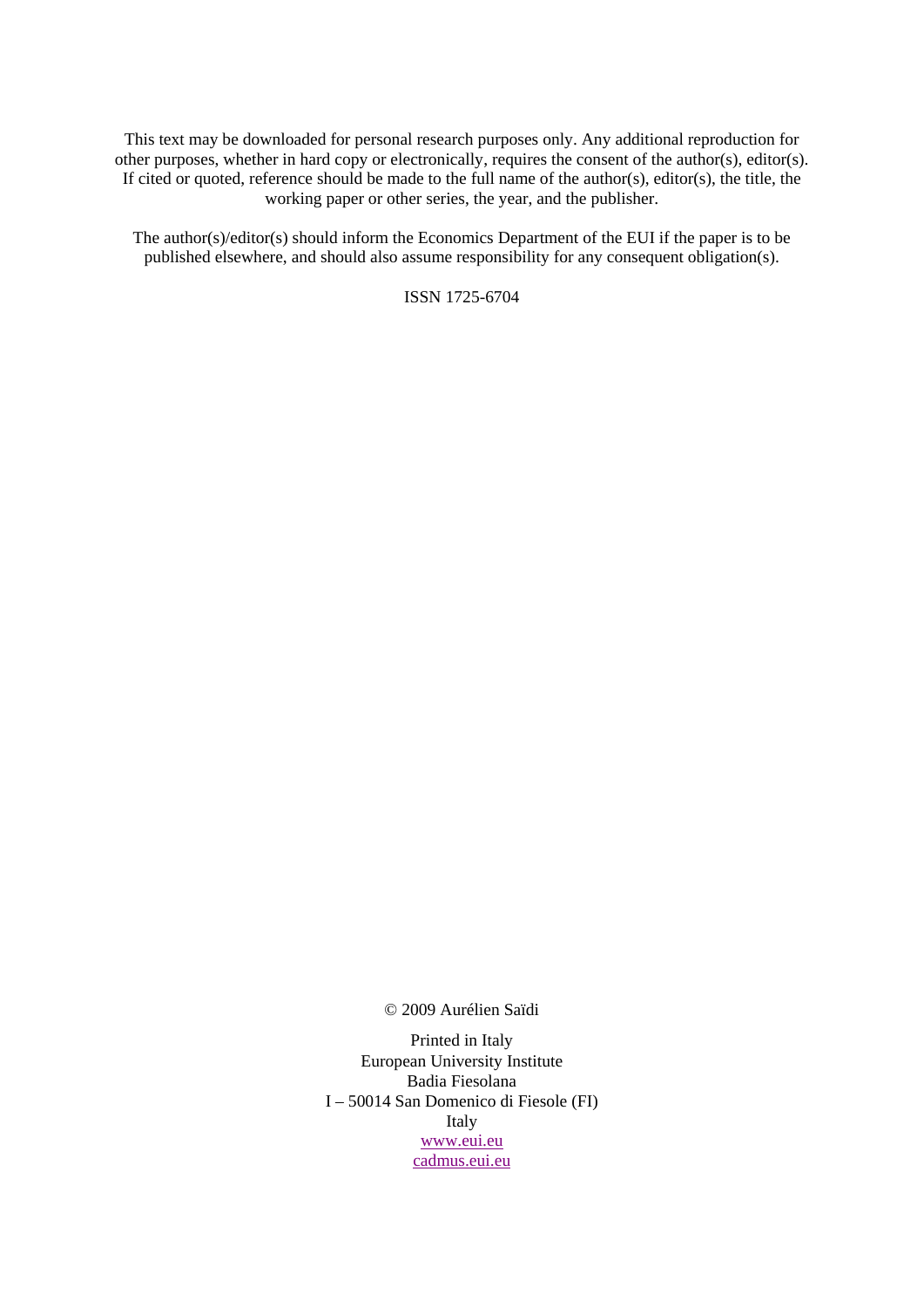This text may be downloaded for personal research purposes only. Any additional reproduction for other purposes, whether in hard copy or electronically, requires the consent of the author(s), editor(s). If cited or quoted, reference should be made to the full name of the author(s), editor(s), the title, the working paper or other series, the year, and the publisher.

The author(s)/editor(s) should inform the Economics Department of the EUI if the paper is to be published elsewhere, and should also assume responsibility for any consequent obligation(s).

ISSN 1725-6704

© 2009 Aurélien Saïdi

Printed in Italy
European University Institute
Badia Fiesolana
I – 50014 San Domenico di Fiesole (FI)
Italy
www.eui.eu
cadmus.eui.eu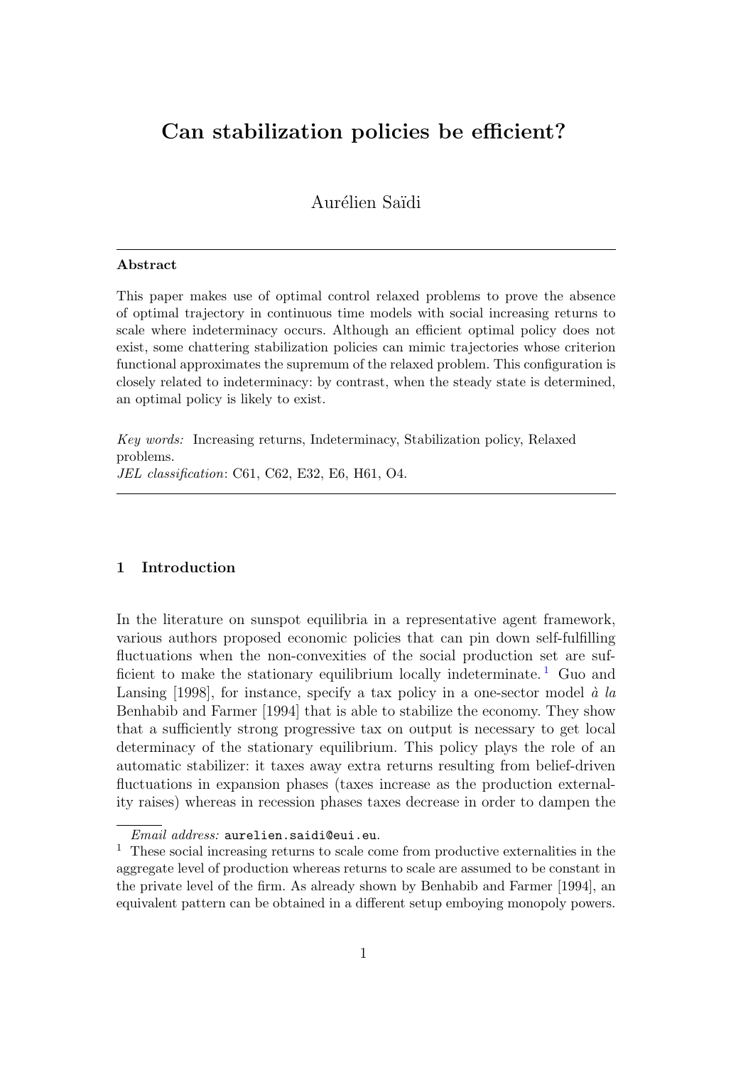# Can stabilization policies be efficient?

Aurélien Saïdi

## Abstract

This paper makes use of optimal control relaxed problems to prove the absence of optimal trajectory in continuous time models with social increasing returns to scale where indeterminacy occurs. Although an efficient optimal policy does not exist, some chattering stabilization policies can mimic trajectories whose criterion functional approximates the supremum of the relaxed problem. This configuration is closely related to indeterminacy: by contrast, when the steady state is determined, an optimal policy is likely to exist.

*Key words:* Increasing returns, Indeterminacy, Stabilization policy, Relaxed problems.

*JEL classification*: C61, C62, E32, E6, H61, O4.

## 1 Introduction

In the literature on sunspot equilibria in a representative agent framework, various authors proposed economic policies that can pin down self-fulfilling fluctuations when the non-convexities of the social production set are sufficient to make the stationary equilibrium locally indeterminate. [1] Guo and Lansing [1998], for instance, specify a tax policy in a one-sector model *à la* Benhabib and Farmer [1994] that is able to stabilize the economy. They show that a sufficiently strong progressive tax on output is necessary to get local determinacy of the stationary equilibrium. This policy plays the role of an automatic stabilizer: it taxes away extra returns resulting from belief-driven fluctuations in expansion phases (taxes increase as the production externality raises) whereas in recession phases taxes decrease in order to dampen the

*Email address:* aurelien.saidi@eui.eu.

[1] These social increasing returns to scale come from productive externalities in the aggregate level of production whereas returns to scale are assumed to be constant in the private level of the firm. As already shown by Benhabib and Farmer [1994], an equivalent pattern can be obtained in a different setup emboying monopoly powers.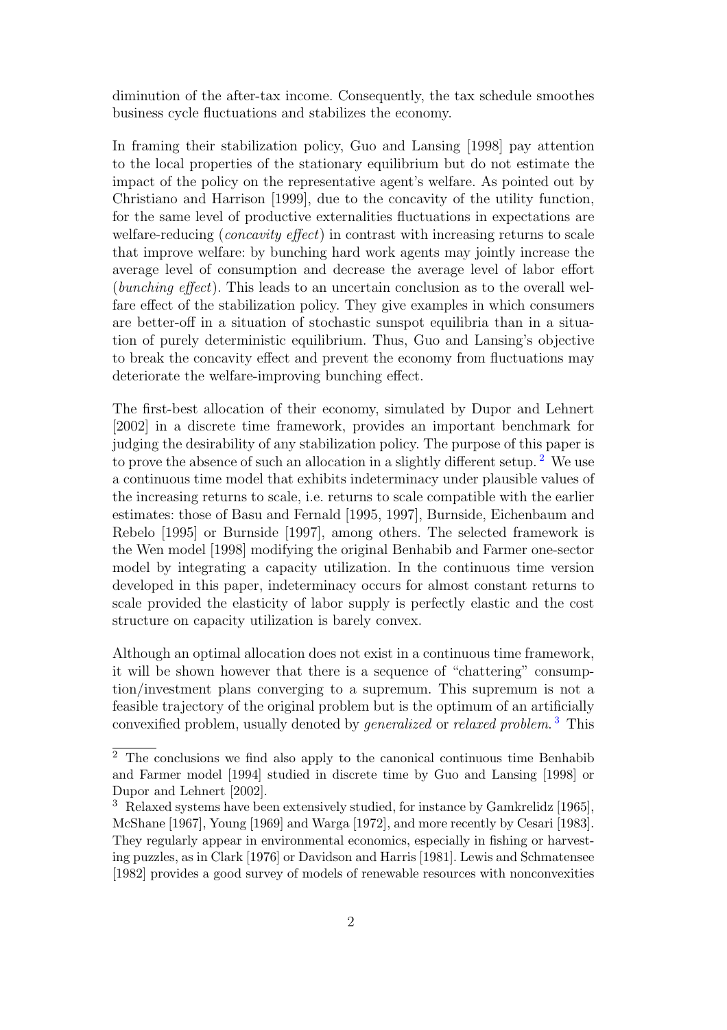diminution of the after-tax income. Consequently, the tax schedule smoothes business cycle fluctuations and stabilizes the economy.

In framing their stabilization policy, Guo and Lansing [1998] pay attention to the local properties of the stationary equilibrium but do not estimate the impact of the policy on the representative agent's welfare. As pointed out by Christiano and Harrison [1999], due to the concavity of the utility function, for the same level of productive externalities fluctuations in expectations are welfare-reducing (*concavity effect*) in contrast with increasing returns to scale that improve welfare: by bunching hard work agents may jointly increase the average level of consumption and decrease the average level of labor effort (*bunching effect*). This leads to an uncertain conclusion as to the overall welfare effect of the stabilization policy. They give examples in which consumers are better-off in a situation of stochastic sunspot equilibria than in a situation of purely deterministic equilibrium. Thus, Guo and Lansing's objective to break the concavity effect and prevent the economy from fluctuations may deteriorate the welfare-improving bunching effect.

The first-best allocation of their economy, simulated by Dupor and Lehnert [2002] in a discrete time framework, provides an important benchmark for judging the desirability of any stabilization policy. The purpose of this paper is to prove the absence of such an allocation in a slightly different setup. [2] We use a continuous time model that exhibits indeterminacy under plausible values of the increasing returns to scale, i.e. returns to scale compatible with the earlier estimates: those of Basu and Fernald [1995, 1997], Burnside, Eichenbaum and Rebelo [1995] or Burnside [1997], among others. The selected framework is the Wen model [1998] modifying the original Benhabib and Farmer one-sector model by integrating a capacity utilization. In the continuous time version developed in this paper, indeterminacy occurs for almost constant returns to scale provided the elasticity of labor supply is perfectly elastic and the cost structure on capacity utilization is barely convex.

Although an optimal allocation does not exist in a continuous time framework, it will be shown however that there is a sequence of "chattering" consumption/investment plans converging to a supremum. This supremum is not a feasible trajectory of the original problem but is the optimum of an artificially convexified problem, usually denoted by *generalized* or *relaxed problem*. [3] This

[2] The conclusions we find also apply to the canonical continuous time Benhabib and Farmer model [1994] studied in discrete time by Guo and Lansing [1998] or Dupor and Lehnert [2002].

[3] Relaxed systems have been extensively studied, for instance by Gamkrelidz [1965], McShane [1967], Young [1969] and Warga [1972], and more recently by Cesari [1983]. They regularly appear in environmental economics, especially in fishing or harvesting puzzles, as in Clark [1976] or Davidson and Harris [1981]. Lewis and Schmatensee [1982] provides a good survey of models of renewable resources with nonconvexities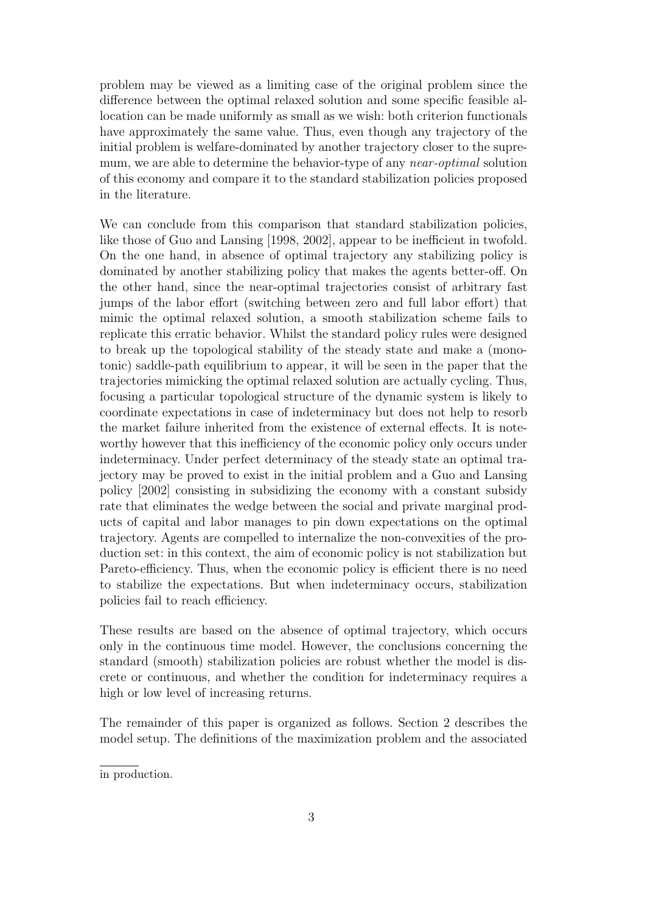problem may be viewed as a limiting case of the original problem since the difference between the optimal relaxed solution and some specific feasible allocation can be made uniformly as small as we wish: both criterion functionals have approximately the same value. Thus, even though any trajectory of the initial problem is welfare-dominated by another trajectory closer to the supremum, we are able to determine the behavior-type of any *near-optimal* solution of this economy and compare it to the standard stabilization policies proposed in the literature.

We can conclude from this comparison that standard stabilization policies, like those of Guo and Lansing [1998, 2002], appear to be inefficient in twofold. On the one hand, in absence of optimal trajectory any stabilizing policy is dominated by another stabilizing policy that makes the agents better-off. On the other hand, since the near-optimal trajectories consist of arbitrary fast jumps of the labor effort (switching between zero and full labor effort) that mimic the optimal relaxed solution, a smooth stabilization scheme fails to replicate this erratic behavior. Whilst the standard policy rules were designed to break up the topological stability of the steady state and make a (monotonic) saddle-path equilibrium to appear, it will be seen in the paper that the trajectories mimicking the optimal relaxed solution are actually cycling. Thus, focusing a particular topological structure of the dynamic system is likely to coordinate expectations in case of indeterminacy but does not help to resorb the market failure inherited from the existence of external effects. It is noteworthy however that this inefficiency of the economic policy only occurs under indeterminacy. Under perfect determinacy of the steady state an optimal trajectory may be proved to exist in the initial problem and a Guo and Lansing policy [2002] consisting in subsidizing the economy with a constant subsidy rate that eliminates the wedge between the social and private marginal products of capital and labor manages to pin down expectations on the optimal trajectory. Agents are compelled to internalize the non-convexities of the production set: in this context, the aim of economic policy is not stabilization but Pareto-efficiency. Thus, when the economic policy is efficient there is no need to stabilize the expectations. But when indeterminacy occurs, stabilization policies fail to reach efficiency.

These results are based on the absence of optimal trajectory, which occurs only in the continuous time model. However, the conclusions concerning the standard (smooth) stabilization policies are robust whether the model is discrete or continuous, and whether the condition for indeterminacy requires a high or low level of increasing returns.

The remainder of this paper is organized as follows. Section 2 describes the model setup. The definitions of the maximization problem and the associated

in production.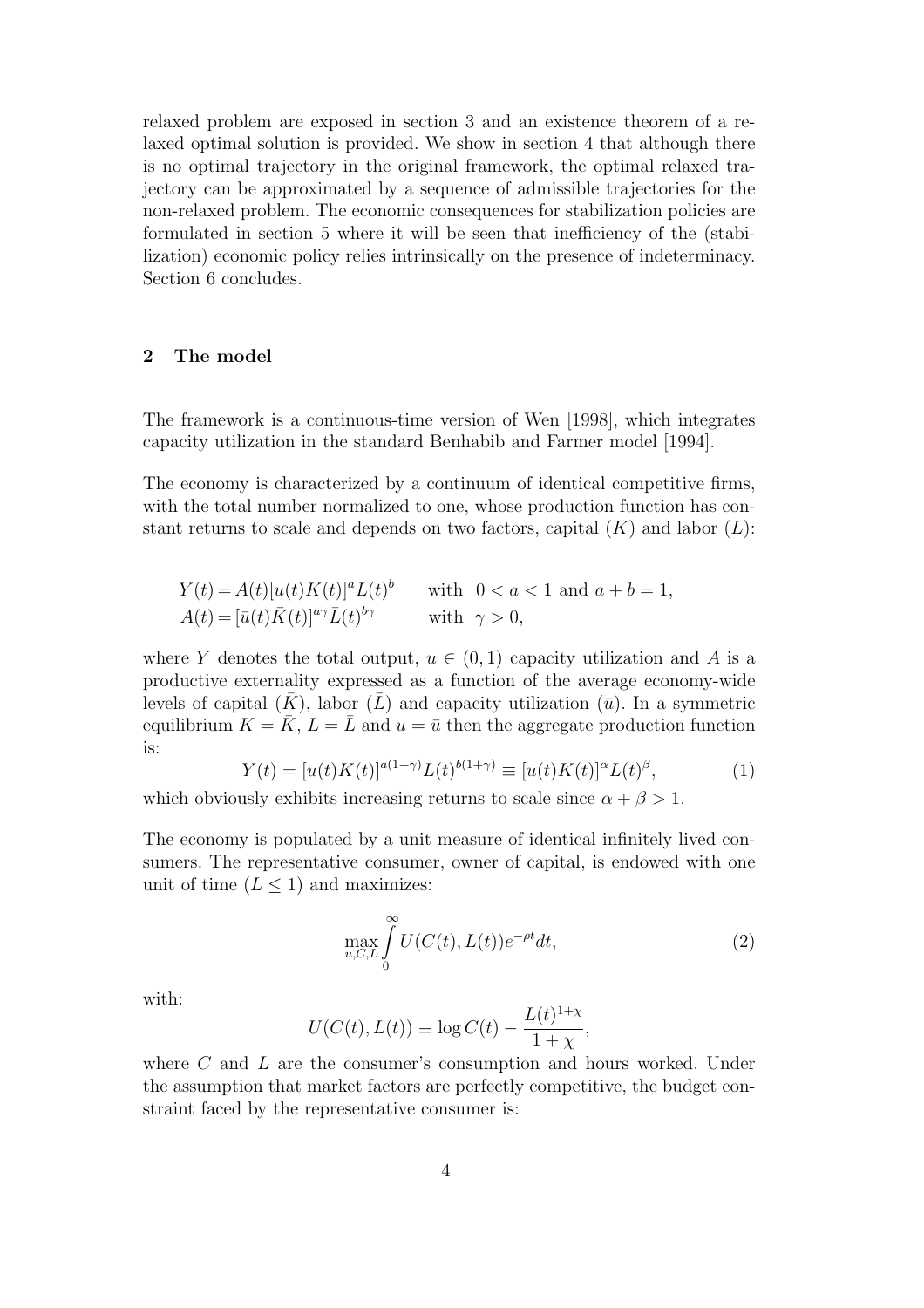relaxed problem are exposed in section 3 and an existence theorem of a relaxed optimal solution is provided. We show in section 4 that although there is no optimal trajectory in the original framework, the optimal relaxed trajectory can be approximated by a sequence of admissible trajectories for the non-relaxed problem. The economic consequences for stabilization policies are formulated in section 5 where it will be seen that inefficiency of the (stabilization) economic policy relies intrinsically on the presence of indeterminacy. Section 6 concludes.

## 2 The model

The framework is a continuous-time version of Wen [1998], which integrates capacity utilization in the standard Benhabib and Farmer model [1994].

The economy is characterized by a continuum of identical competitive firms, with the total number normalized to one, whose production function has constant returns to scale and depends on two factors, capital ($K$) and labor ($L$):

$$
\begin{aligned}
Y(t) &= A(t)[u(t)K(t)]^a L(t)^b \qquad \text{with } \ 0 < a < 1 \text{ and } a + b = 1, \\
A(t) &= [\bar{u}(t)\bar{K}(t)]^{a\gamma} \bar{L}(t)^{b\gamma} \qquad \text{with } \ \gamma > 0,
\end{aligned}
$$

where $Y$ denotes the total output, $u \in (0, 1)$ capacity utilization and $A$ is a productive externality expressed as a function of the average economy-wide levels of capital ($\bar{K}$), labor ($\bar{L}$) and capacity utilization ($\bar{u}$). In a symmetric equilibrium $K = \bar{K}$, $L = \bar{L}$ and $u = \bar{u}$ then the aggregate production function is:

$$
Y(t) = [u(t)K(t)]^{a(1+\gamma)} L(t)^{b(1+\gamma)} \equiv [u(t)K(t)]^{\alpha} L(t)^{\beta}, \tag{1}
$$

which obviously exhibits increasing returns to scale since $\alpha + \beta > 1$.

The economy is populated by a unit measure of identical infinitely lived consumers. The representative consumer, owner of capital, is endowed with one unit of time ($L \leq 1$) and maximizes:

$$
\max_{u,C,L} \int_0^{\infty} U(C(t), L(t)) e^{-\rho t} dt, \tag{2}
$$

with:

$$
U(C(t), L(t)) \equiv \log C(t) - \frac{L(t)^{1+\chi}}{1+\chi},
$$

where $C$ and $L$ are the consumer's consumption and hours worked. Under the assumption that market factors are perfectly competitive, the budget constraint faced by the representative consumer is: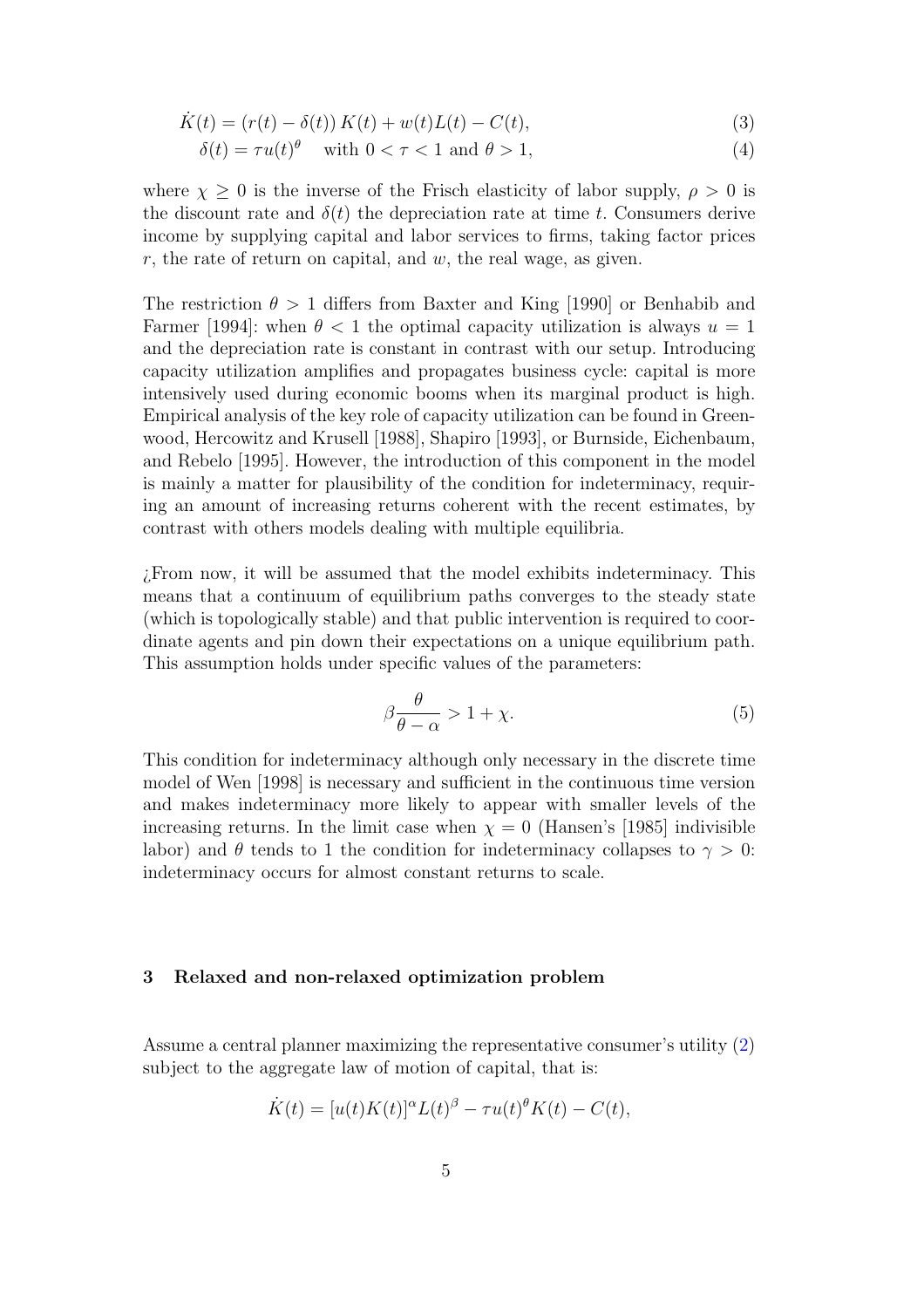$$\dot{K}(t) = (r(t) - \delta(t)) K(t) + w(t)L(t) - C(t), \tag{3}$$

$$\delta(t) = \tau u(t)^{\theta} \quad \text{with } 0 < \tau < 1 \text{ and } \theta > 1, \tag{4}$$

where $\chi \geq 0$ is the inverse of the Frisch elasticity of labor supply, $\rho > 0$ is the discount rate and $\delta(t)$ the depreciation rate at time $t$. Consumers derive income by supplying capital and labor services to firms, taking factor prices $r$, the rate of return on capital, and $w$, the real wage, as given.

The restriction $\theta > 1$ differs from Baxter and King [1990] or Benhabib and Farmer [1994]: when $\theta < 1$ the optimal capacity utilization is always $u = 1$ and the depreciation rate is constant in contrast with our setup. Introducing capacity utilization amplifies and propagates business cycle: capital is more intensively used during economic booms when its marginal product is high. Empirical analysis of the key role of capacity utilization can be found in Greenwood, Hercowitz and Krusell [1988], Shapiro [1993], or Burnside, Eichenbaum, and Rebelo [1995]. However, the introduction of this component in the model is mainly a matter for plausibility of the condition for indeterminacy, requiring an amount of increasing returns coherent with the recent estimates, by contrast with others models dealing with multiple equilibria.

¿From now, it will be assumed that the model exhibits indeterminacy. This means that a continuum of equilibrium paths converges to the steady state (which is topologically stable) and that public intervention is required to coordinate agents and pin down their expectations on a unique equilibrium path. This assumption holds under specific values of the parameters:

$$\beta \frac{\theta}{\theta - \alpha} > 1 + \chi. \tag{5}$$

This condition for indeterminacy although only necessary in the discrete time model of Wen [1998] is necessary and sufficient in the continuous time version and makes indeterminacy more likely to appear with smaller levels of the increasing returns. In the limit case when $\chi = 0$ (Hansen's [1985] indivisible labor) and $\theta$ tends to 1 the condition for indeterminacy collapses to $\gamma > 0$: indeterminacy occurs for almost constant returns to scale.

## 3 Relaxed and non-relaxed optimization problem

Assume a central planner maximizing the representative consumer's utility (2) subject to the aggregate law of motion of capital, that is:

$$\dot{K}(t) = [u(t)K(t)]^{\alpha} L(t)^{\beta} - \tau u(t)^{\theta} K(t) - C(t),$$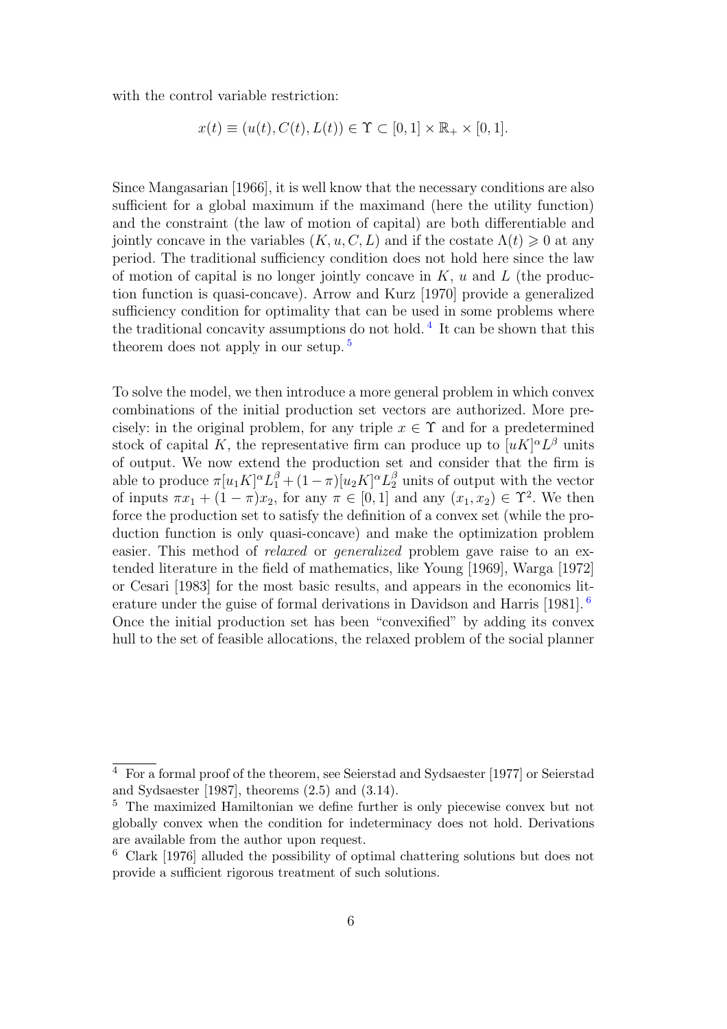with the control variable restriction:

$$x(t) \equiv (u(t), C(t), L(t)) \in \Upsilon \subset [0,1] \times \mathbb{R}_+ \times [0,1].$$

Since Mangasarian [1966], it is well know that the necessary conditions are also sufficient for a global maximum if the maximand (here the utility function) and the constraint (the law of motion of capital) are both differentiable and jointly concave in the variables $(K, u, C, L)$ and if the costate $\Lambda(t) \geqslant 0$ at any period. The traditional sufficiency condition does not hold here since the law of motion of capital is no longer jointly concave in $K$, $u$ and $L$ (the production function is quasi-concave). Arrow and Kurz [1970] provide a generalized sufficiency condition for optimality that can be used in some problems where the traditional concavity assumptions do not hold. [4] It can be shown that this theorem does not apply in our setup. [5]

To solve the model, we then introduce a more general problem in which convex combinations of the initial production set vectors are authorized. More precisely: in the original problem, for any triple $x \in \Upsilon$ and for a predetermined stock of capital $K$, the representative firm can produce up to $[uK]^\alpha L^\beta$ units of output. We now extend the production set and consider that the firm is able to produce $\pi[u_1 K]^\alpha L_1^\beta + (1-\pi)[u_2 K]^\alpha L_2^\beta$ units of output with the vector of inputs $\pi x_1 + (1-\pi)x_2$, for any $\pi \in [0,1]$ and any $(x_1, x_2) \in \Upsilon^2$. We then force the production set to satisfy the definition of a convex set (while the production function is only quasi-concave) and make the optimization problem easier. This method of *relaxed* or *generalized* problem gave raise to an extended literature in the field of mathematics, like Young [1969], Warga [1972] or Cesari [1983] for the most basic results, and appears in the economics literature under the guise of formal derivations in Davidson and Harris [1981]. [6] Once the initial production set has been "convexified" by adding its convex hull to the set of feasible allocations, the relaxed problem of the social planner

---

[4] For a formal proof of the theorem, see Seierstad and Sydsaester [1977] or Seierstad and Sydsaester [1987], theorems (2.5) and (3.14).

[5] The maximized Hamiltonian we define further is only piecewise convex but not globally convex when the condition for indeterminacy does not hold. Derivations are available from the author upon request.

[6] Clark [1976] alluded the possibility of optimal chattering solutions but does not provide a sufficient rigorous treatment of such solutions.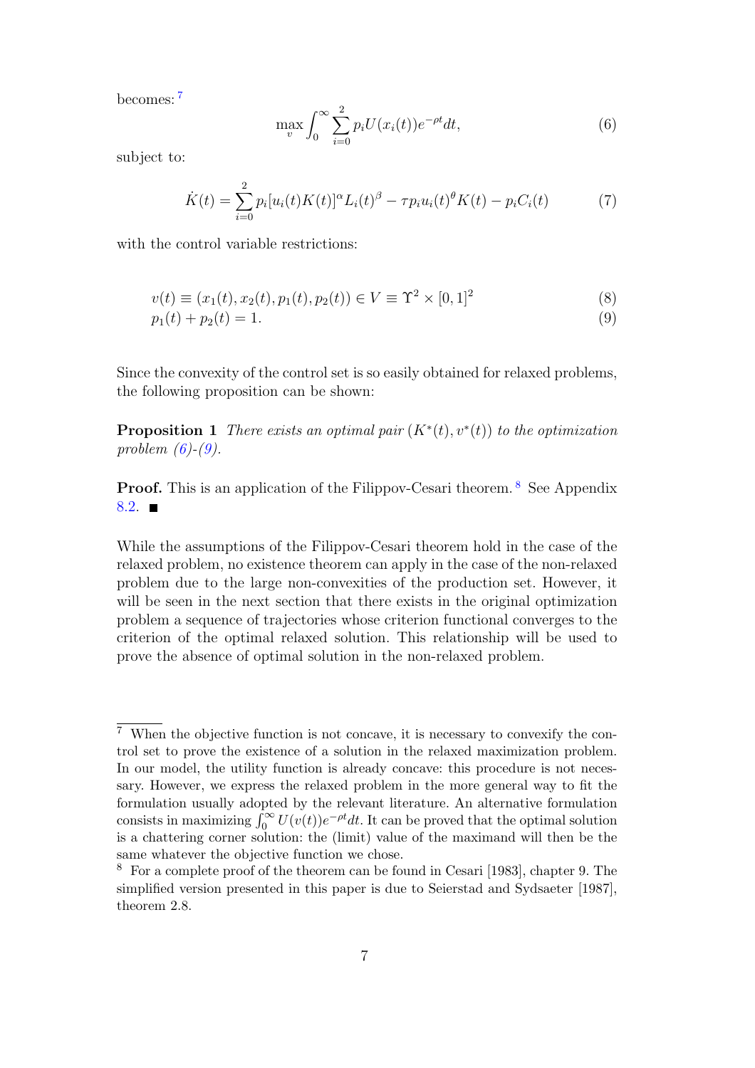becomes:[7]

$$\max_{v} \int_0^\infty \sum_{i=0}^{2} p_i U(x_i(t)) e^{-\rho t} dt, \tag{6}$$

subject to:

$$\dot{K}(t) = \sum_{i=0}^{2} p_i [u_i(t)K(t)]^\alpha L_i(t)^\beta - \tau p_i u_i(t)^\theta K(t) - p_i C_i(t) \tag{7}$$

with the control variable restrictions:

$$v(t) \equiv (x_1(t), x_2(t), p_1(t), p_2(t)) \in V \equiv \Upsilon^2 \times [0,1]^2 \tag{8}$$

$$p_1(t) + p_2(t) = 1. \tag{9}$$

Since the convexity of the control set is so easily obtained for relaxed problems, the following proposition can be shown:

**Proposition 1** *There exists an optimal pair $(K^*(t), v^*(t))$ to the optimization problem (6)-(9).*

**Proof.** This is an application of the Filippov-Cesari theorem.[8] See Appendix 8.2. ∎

While the assumptions of the Filippov-Cesari theorem hold in the case of the relaxed problem, no existence theorem can apply in the case of the non-relaxed problem due to the large non-convexities of the production set. However, it will be seen in the next section that there exists in the original optimization problem a sequence of trajectories whose criterion functional converges to the criterion of the optimal relaxed solution. This relationship will be used to prove the absence of optimal solution in the non-relaxed problem.

---

[7] When the objective function is not concave, it is necessary to convexify the control set to prove the existence of a solution in the relaxed maximization problem. In our model, the utility function is already concave: this procedure is not necessary. However, we express the relaxed problem in the more general way to fit the formulation usually adopted by the relevant literature. An alternative formulation consists in maximizing $\int_0^\infty U(v(t))e^{-\rho t}dt$. It can be proved that the optimal solution is a chattering corner solution: the (limit) value of the maximand will then be the same whatever the objective function we chose.

[8] For a complete proof of the theorem can be found in Cesari [1983], chapter 9. The simplified version presented in this paper is due to Seierstad and Sydsaeter [1987], theorem 2.8.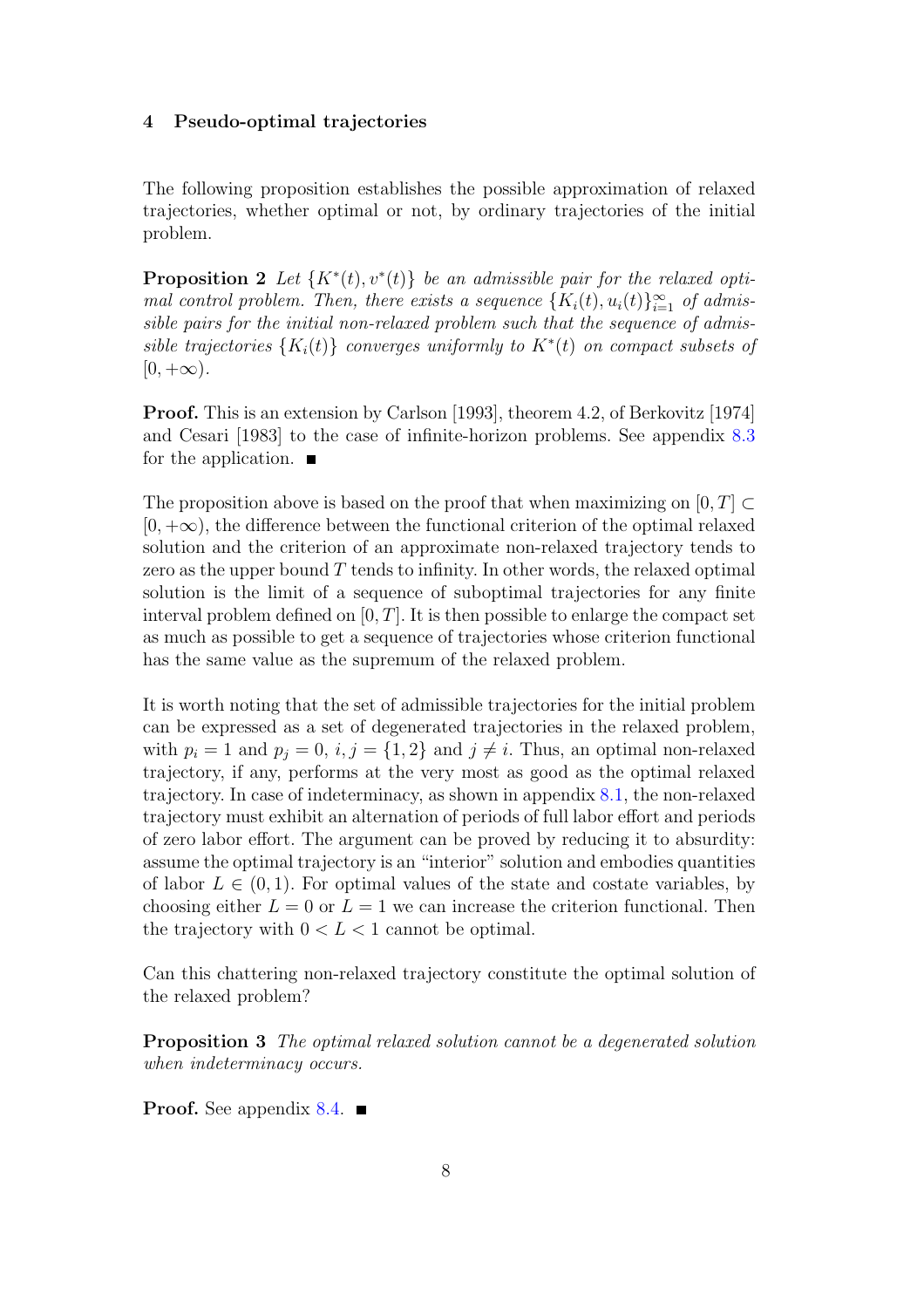## 4 Pseudo-optimal trajectories

The following proposition establishes the possible approximation of relaxed trajectories, whether optimal or not, by ordinary trajectories of the initial problem.

**Proposition 2** *Let $\{K^*(t), v^*(t)\}$ be an admissible pair for the relaxed optimal control problem. Then, there exists a sequence $\{K_i(t), u_i(t)\}_{i=1}^{\infty}$ of admissible pairs for the initial non-relaxed problem such that the sequence of admissible trajectories $\{K_i(t)\}$ converges uniformly to $K^*(t)$ on compact subsets of $[0, +\infty)$.*

**Proof.** This is an extension by Carlson [1993], theorem 4.2, of Berkovitz [1974] and Cesari [1983] to the case of infinite-horizon problems. See appendix 8.3 for the application. ∎

The proposition above is based on the proof that when maximizing on $[0, T] \subset [0, +\infty)$, the difference between the functional criterion of the optimal relaxed solution and the criterion of an approximate non-relaxed trajectory tends to zero as the upper bound $T$ tends to infinity. In other words, the relaxed optimal solution is the limit of a sequence of suboptimal trajectories for any finite interval problem defined on $[0, T]$. It is then possible to enlarge the compact set as much as possible to get a sequence of trajectories whose criterion functional has the same value as the supremum of the relaxed problem.

It is worth noting that the set of admissible trajectories for the initial problem can be expressed as a set of degenerated trajectories in the relaxed problem, with $p_i = 1$ and $p_j = 0$, $i, j = \{1, 2\}$ and $j \neq i$. Thus, an optimal non-relaxed trajectory, if any, performs at the very most as good as the optimal relaxed trajectory. In case of indeterminacy, as shown in appendix 8.1, the non-relaxed trajectory must exhibit an alternation of periods of full labor effort and periods of zero labor effort. The argument can be proved by reducing it to absurdity: assume the optimal trajectory is an "interior" solution and embodies quantities of labor $L \in (0, 1)$. For optimal values of the state and costate variables, by choosing either $L = 0$ or $L = 1$ we can increase the criterion functional. Then the trajectory with $0 < L < 1$ cannot be optimal.

Can this chattering non-relaxed trajectory constitute the optimal solution of the relaxed problem?

**Proposition 3** *The optimal relaxed solution cannot be a degenerated solution when indeterminacy occurs.*

**Proof.** See appendix 8.4. ∎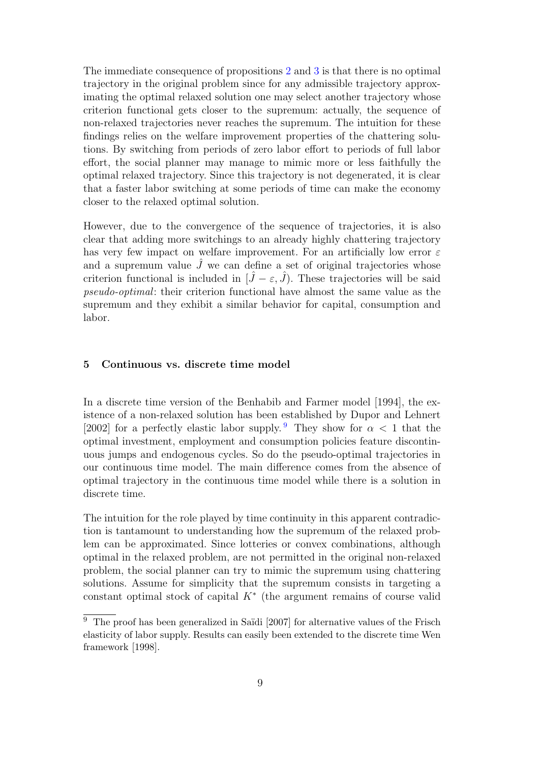The immediate consequence of propositions 2 and 3 is that there is no optimal trajectory in the original problem since for any admissible trajectory approximating the optimal relaxed solution one may select another trajectory whose criterion functional gets closer to the supremum: actually, the sequence of non-relaxed trajectories never reaches the supremum. The intuition for these findings relies on the welfare improvement properties of the chattering solutions. By switching from periods of zero labor effort to periods of full labor effort, the social planner may manage to mimic more or less faithfully the optimal relaxed trajectory. Since this trajectory is not degenerated, it is clear that a faster labor switching at some periods of time can make the economy closer to the relaxed optimal solution.

However, due to the convergence of the sequence of trajectories, it is also clear that adding more switchings to an already highly chattering trajectory has very few impact on welfare improvement. For an artificially low error $\varepsilon$ and a supremum value $\hat{J}$ we can define a set of original trajectories whose criterion functional is included in $[\hat{J} - \varepsilon, \hat{J})$. These trajectories will be said *pseudo-optimal*: their criterion functional have almost the same value as the supremum and they exhibit a similar behavior for capital, consumption and labor.

## 5 Continuous vs. discrete time model

In a discrete time version of the Benhabib and Farmer model [1994], the existence of a non-relaxed solution has been established by Dupor and Lehnert [2002] for a perfectly elastic labor supply. [9] They show for $\alpha < 1$ that the optimal investment, employment and consumption policies feature discontinuous jumps and endogenous cycles. So do the pseudo-optimal trajectories in our continuous time model. The main difference comes from the absence of optimal trajectory in the continuous time model while there is a solution in discrete time.

The intuition for the role played by time continuity in this apparent contradiction is tantamount to understanding how the supremum of the relaxed problem can be approximated. Since lotteries or convex combinations, although optimal in the relaxed problem, are not permitted in the original non-relaxed problem, the social planner can try to mimic the supremum using chattering solutions. Assume for simplicity that the supremum consists in targeting a constant optimal stock of capital $K^*$ (the argument remains of course valid

[9] The proof has been generalized in Saïdi [2007] for alternative values of the Frisch elasticity of labor supply. Results can easily been extended to the discrete time Wen framework [1998].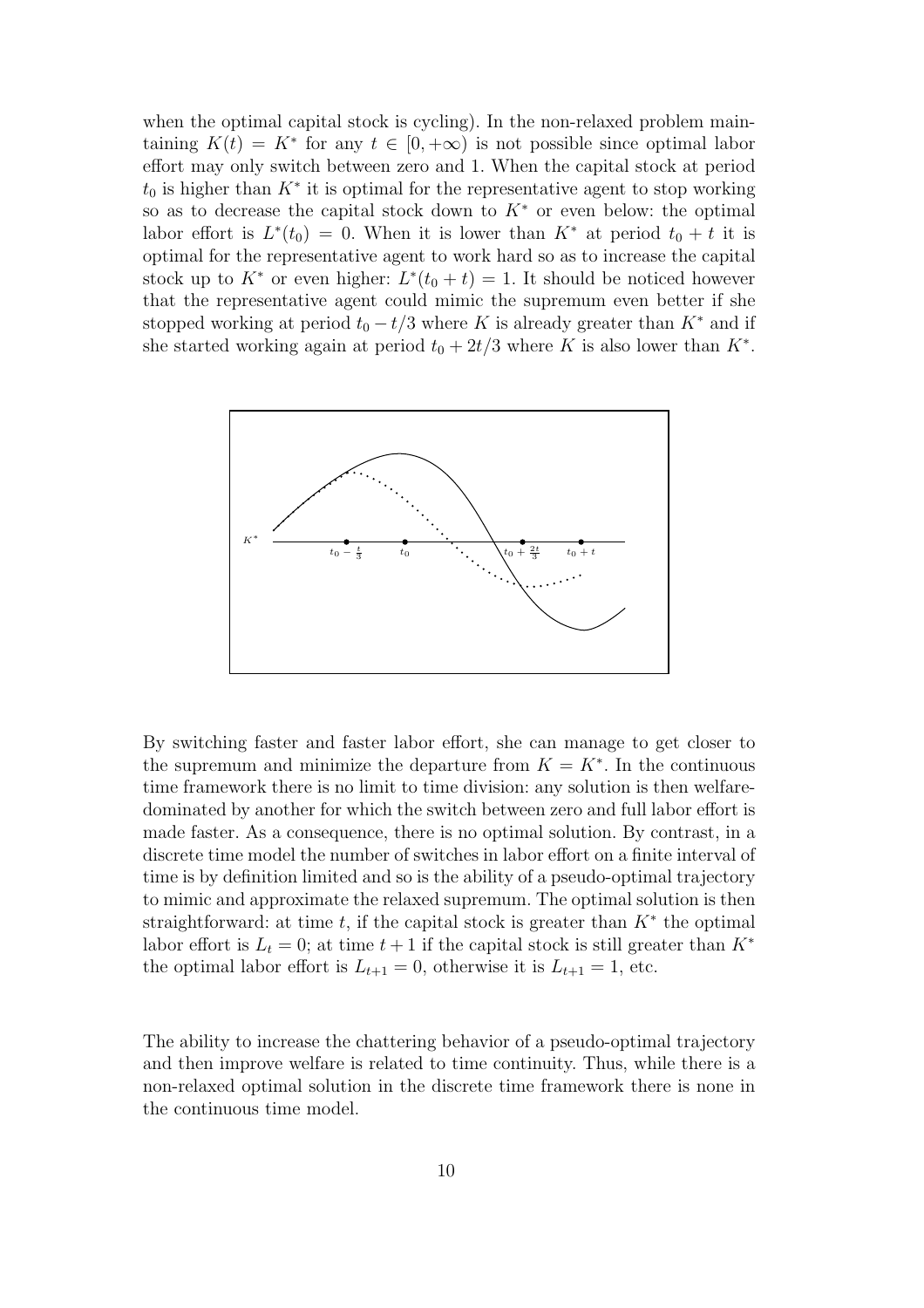when the optimal capital stock is cycling). In the non-relaxed problem maintaining $K(t) = K^*$ for any $t \in [0, +\infty)$ is not possible since optimal labor effort may only switch between zero and 1. When the capital stock at period $t_0$ is higher than $K^*$ it is optimal for the representative agent to stop working so as to decrease the capital stock down to $K^*$ or even below: the optimal labor effort is $L^*(t_0) = 0$. When it is lower than $K^*$ at period $t_0 + t$ it is optimal for the representative agent to work hard so as to increase the capital stock up to $K^*$ or even higher: $L^*(t_0 + t) = 1$. It should be noticed however that the representative agent could mimic the supremum even better if she stopped working at period $t_0 - t/3$ where $K$ is already greater than $K^*$ and if she started working again at period $t_0 + 2t/3$ where $K$ is also lower than $K^*$.

By switching faster and faster labor effort, she can manage to get closer to the supremum and minimize the departure from $K = K^*$. In the continuous time framework there is no limit to time division: any solution is then welfare-dominated by another for which the switch between zero and full labor effort is made faster. As a consequence, there is no optimal solution. By contrast, in a discrete time model the number of switches in labor effort on a finite interval of time is by definition limited and so is the ability of a pseudo-optimal trajectory to mimic and approximate the relaxed supremum. The optimal solution is then straightforward: at time $t$, if the capital stock is greater than $K^*$ the optimal labor effort is $L_t = 0$; at time $t + 1$ if the capital stock is still greater than $K^*$ the optimal labor effort is $L_{t+1} = 0$, otherwise it is $L_{t+1} = 1$, etc.

The ability to increase the chattering behavior of a pseudo-optimal trajectory and then improve welfare is related to time continuity. Thus, while there is a non-relaxed optimal solution in the discrete time framework there is none in the continuous time model.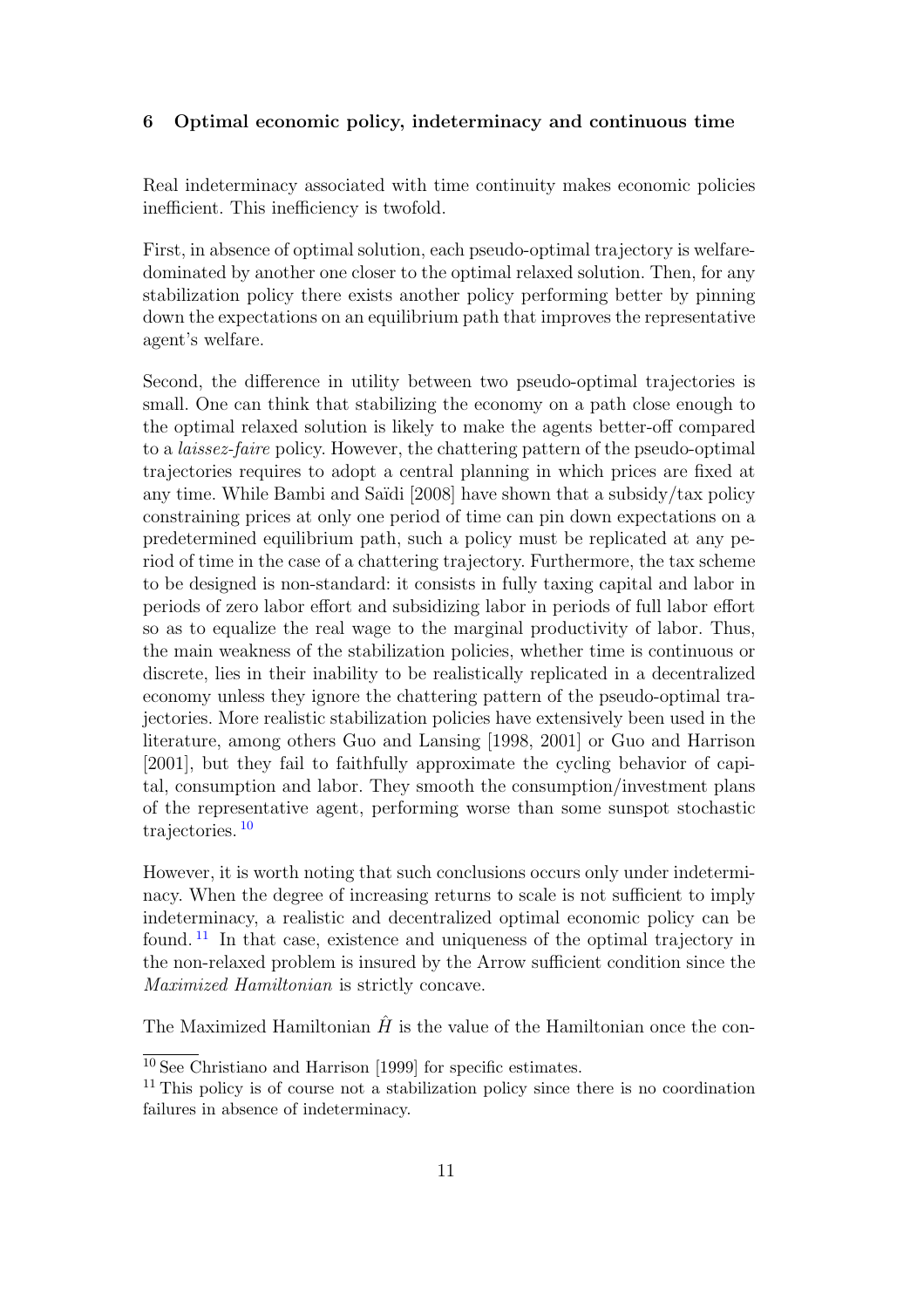## 6 Optimal economic policy, indeterminacy and continuous time

Real indeterminacy associated with time continuity makes economic policies inefficient. This inefficiency is twofold.

First, in absence of optimal solution, each pseudo-optimal trajectory is welfare-dominated by another one closer to the optimal relaxed solution. Then, for any stabilization policy there exists another policy performing better by pinning down the expectations on an equilibrium path that improves the representative agent's welfare.

Second, the difference in utility between two pseudo-optimal trajectories is small. One can think that stabilizing the economy on a path close enough to the optimal relaxed solution is likely to make the agents better-off compared to a *laissez-faire* policy. However, the chattering pattern of the pseudo-optimal trajectories requires to adopt a central planning in which prices are fixed at any time. While Bambi and Saïdi [2008] have shown that a subsidy/tax policy constraining prices at only one period of time can pin down expectations on a predetermined equilibrium path, such a policy must be replicated at any period of time in the case of a chattering trajectory. Furthermore, the tax scheme to be designed is non-standard: it consists in fully taxing capital and labor in periods of zero labor effort and subsidizing labor in periods of full labor effort so as to equalize the real wage to the marginal productivity of labor. Thus, the main weakness of the stabilization policies, whether time is continuous or discrete, lies in their inability to be realistically replicated in a decentralized economy unless they ignore the chattering pattern of the pseudo-optimal trajectories. More realistic stabilization policies have extensively been used in the literature, among others Guo and Lansing [1998, 2001] or Guo and Harrison [2001], but they fail to faithfully approximate the cycling behavior of capital, consumption and labor. They smooth the consumption/investment plans of the representative agent, performing worse than some sunspot stochastic trajectories. [10]

However, it is worth noting that such conclusions occurs only under indeterminacy. When the degree of increasing returns to scale is not sufficient to imply indeterminacy, a realistic and decentralized optimal economic policy can be found. [11] In that case, existence and uniqueness of the optimal trajectory in the non-relaxed problem is insured by the Arrow sufficient condition since the *Maximized Hamiltonian* is strictly concave.

The Maximized Hamiltonian $\hat{H}$ is the value of the Hamiltonian once the con-

[10] See Christiano and Harrison [1999] for specific estimates.

[11] This policy is of course not a stabilization policy since there is no coordination failures in absence of indeterminacy.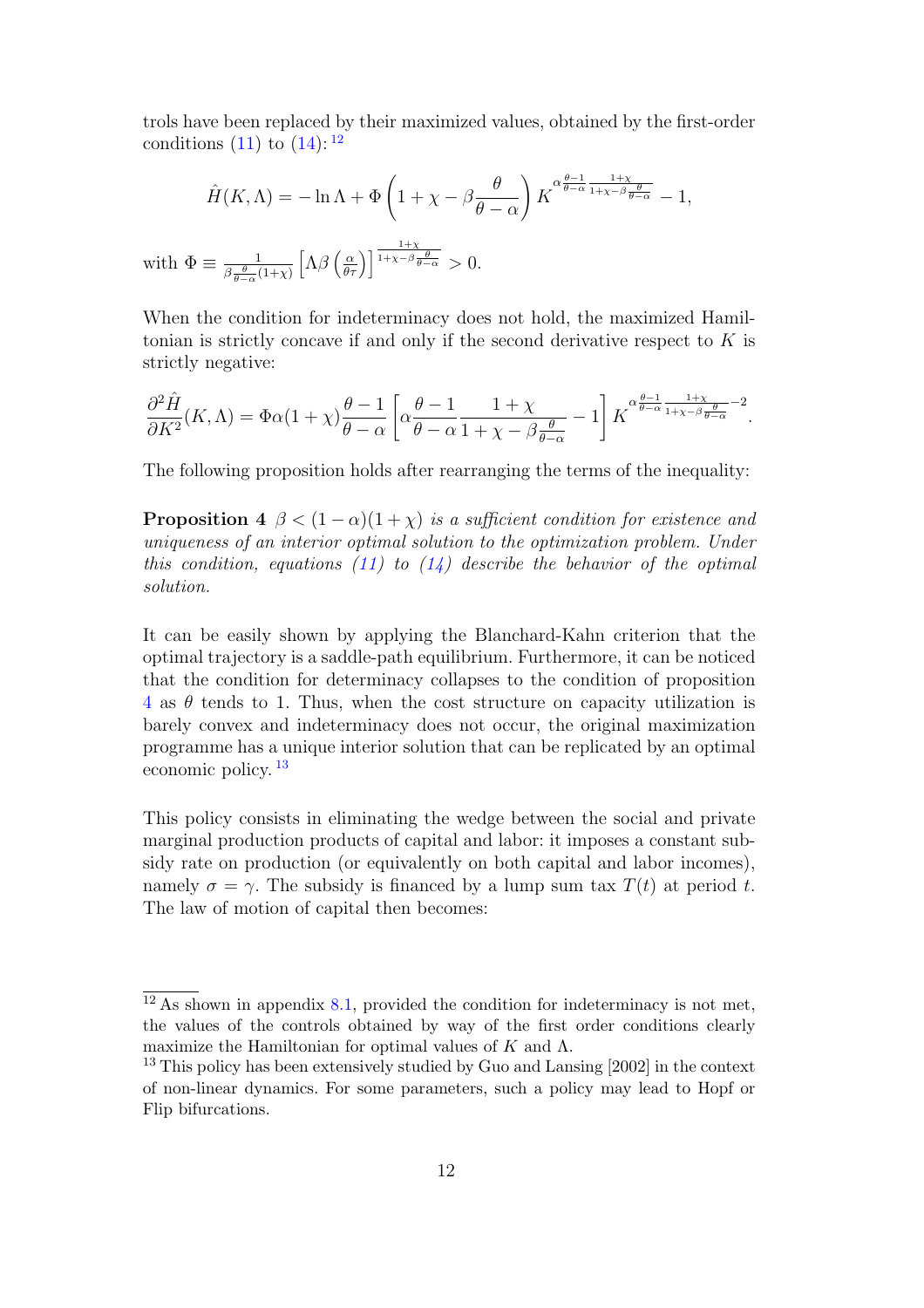trols have been replaced by their maximized values, obtained by the first-order conditions (11) to (14):[12]

$$\hat{H}(K,\Lambda) = -\ln \Lambda + \Phi\left(1+\chi-\beta\frac{\theta}{\theta-\alpha}\right) K^{\alpha\frac{\theta-1}{\theta-\alpha}\frac{1+\chi}{1+\chi-\beta\frac{\theta}{\theta-\alpha}}} - 1,$$

with $\Phi \equiv \frac{1}{\beta\frac{\theta}{\theta-\alpha}(1+\chi)}\left[\Lambda\beta\left(\frac{\alpha}{\theta\tau}\right)\right]^{\frac{1+\chi}{1+\chi-\beta\frac{\theta}{\theta-\alpha}}} > 0$.

When the condition for indeterminacy does not hold, the maximized Hamiltonian is strictly concave if and only if the second derivative respect to $K$ is strictly negative:

$$\frac{\partial^2 \hat{H}}{\partial K^2}(K,\Lambda) = \Phi\alpha(1+\chi)\frac{\theta-1}{\theta-\alpha}\left[\alpha\frac{\theta-1}{\theta-\alpha}\frac{1+\chi}{1+\chi-\beta\frac{\theta}{\theta-\alpha}} - 1\right] K^{\alpha\frac{\theta-1}{\theta-\alpha}\frac{1+\chi}{1+\chi-\beta\frac{\theta}{\theta-\alpha}}-2}.$$

The following proposition holds after rearranging the terms of the inequality:

**Proposition 4** *$\beta < (1-\alpha)(1+\chi)$ is a sufficient condition for existence and uniqueness of an interior optimal solution to the optimization problem. Under this condition, equations (11) to (14) describe the behavior of the optimal solution.*

It can be easily shown by applying the Blanchard-Kahn criterion that the optimal trajectory is a saddle-path equilibrium. Furthermore, it can be noticed that the condition for determinacy collapses to the condition of proposition 4 as $\theta$ tends to 1. Thus, when the cost structure on capacity utilization is barely convex and indeterminacy does not occur, the original maximization programme has a unique interior solution that can be replicated by an optimal economic policy.[13]

This policy consists in eliminating the wedge between the social and private marginal production products of capital and labor: it imposes a constant subsidy rate on production (or equivalently on both capital and labor incomes), namely $\sigma = \gamma$. The subsidy is financed by a lump sum tax $T(t)$ at period $t$. The law of motion of capital then becomes:

---

[12] As shown in appendix 8.1, provided the condition for indeterminacy is not met, the values of the controls obtained by way of the first order conditions clearly maximize the Hamiltonian for optimal values of $K$ and $\Lambda$.

[13] This policy has been extensively studied by Guo and Lansing [2002] in the context of non-linear dynamics. For some parameters, such a policy may lead to Hopf or Flip bifurcations.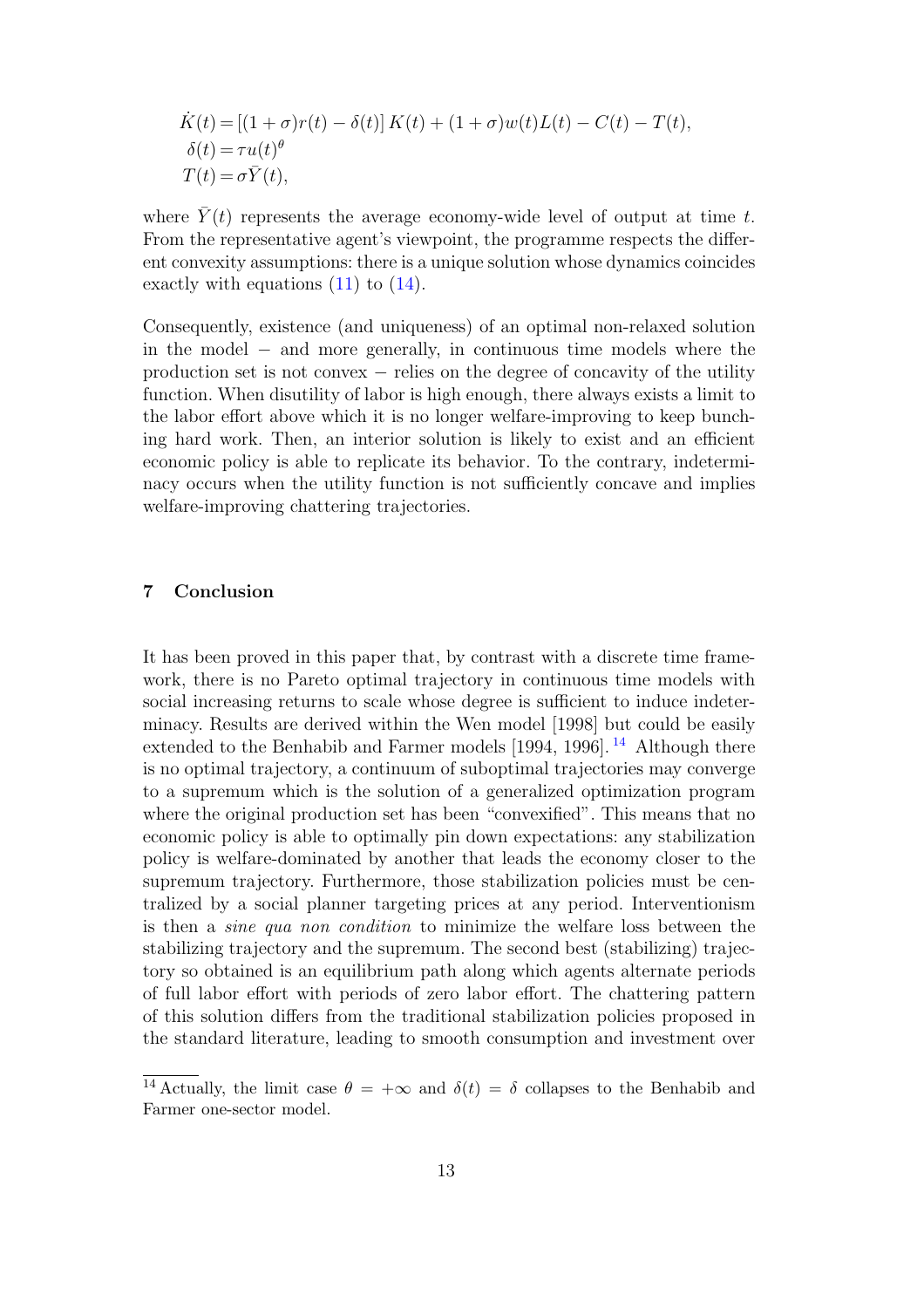$$
\begin{aligned}
\dot{K}(t) &= \left[(1+\sigma)r(t) - \delta(t)\right]K(t) + (1+\sigma)w(t)L(t) - C(t) - T(t), \\
\delta(t) &= \tau u(t)^{\theta} \\
T(t) &= \sigma \bar{Y}(t),
\end{aligned}
$$

where $\bar{Y}(t)$ represents the average economy-wide level of output at time $t$. From the representative agent's viewpoint, the programme respects the different convexity assumptions: there is a unique solution whose dynamics coincides exactly with equations (11) to (14).

Consequently, existence (and uniqueness) of an optimal non-relaxed solution in the model − and more generally, in continuous time models where the production set is not convex − relies on the degree of concavity of the utility function. When disutility of labor is high enough, there always exists a limit to the labor effort above which it is no longer welfare-improving to keep bunching hard work. Then, an interior solution is likely to exist and an efficient economic policy is able to replicate its behavior. To the contrary, indeterminacy occurs when the utility function is not sufficiently concave and implies welfare-improving chattering trajectories.

## 7 Conclusion

It has been proved in this paper that, by contrast with a discrete time framework, there is no Pareto optimal trajectory in continuous time models with social increasing returns to scale whose degree is sufficient to induce indeterminacy. Results are derived within the Wen model [1998] but could be easily extended to the Benhabib and Farmer models [1994, 1996].[14] Although there is no optimal trajectory, a continuum of suboptimal trajectories may converge to a supremum which is the solution of a generalized optimization program where the original production set has been "convexified". This means that no economic policy is able to optimally pin down expectations: any stabilization policy is welfare-dominated by another that leads the economy closer to the supremum trajectory. Furthermore, those stabilization policies must be centralized by a social planner targeting prices at any period. Interventionism is then a *sine qua non condition* to minimize the welfare loss between the stabilizing trajectory and the supremum. The second best (stabilizing) trajectory so obtained is an equilibrium path along which agents alternate periods of full labor effort with periods of zero labor effort. The chattering pattern of this solution differs from the traditional stabilization policies proposed in the standard literature, leading to smooth consumption and investment over

[14] Actually, the limit case $\theta = +\infty$ and $\delta(t) = \delta$ collapses to the Benhabib and Farmer one-sector model.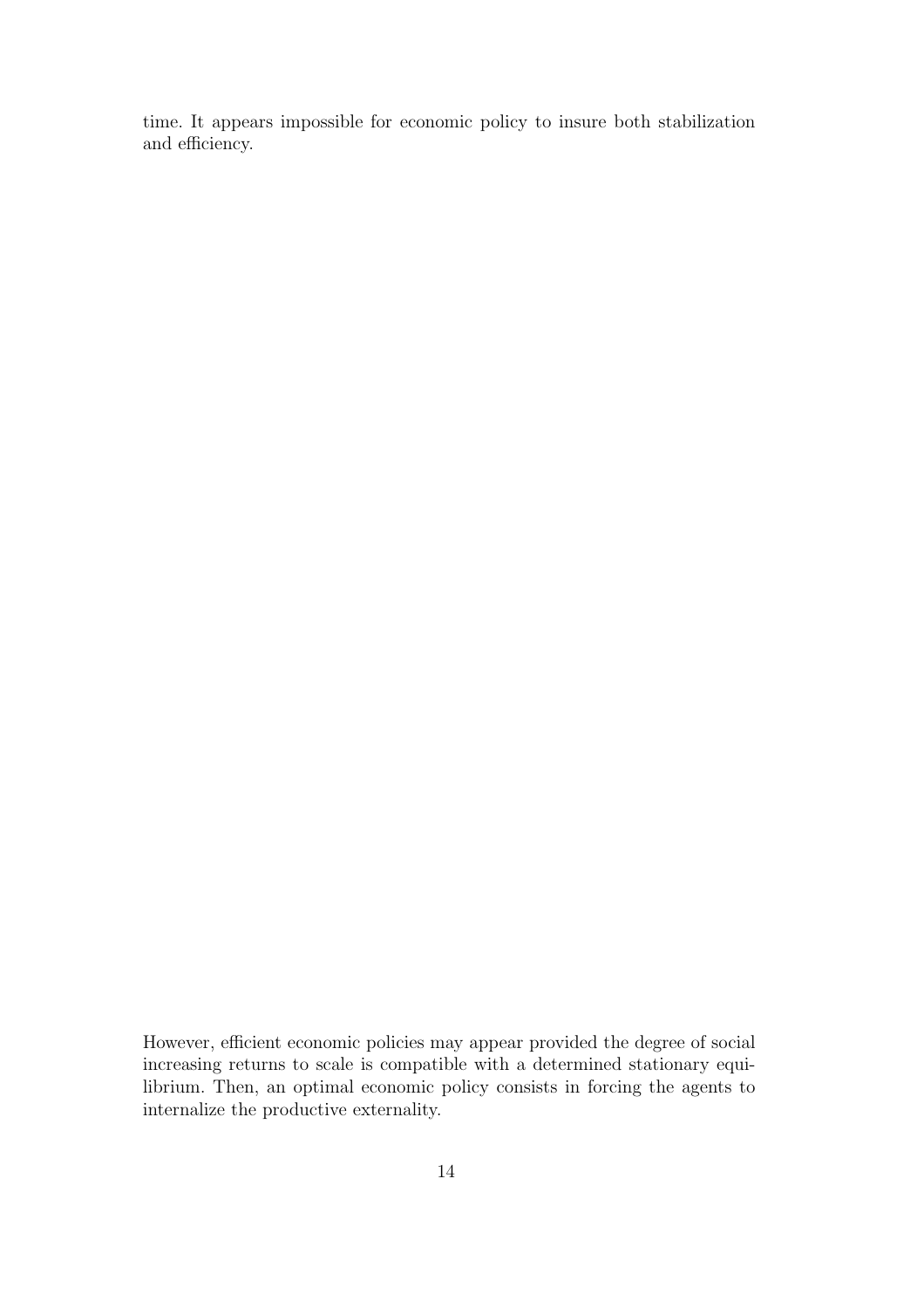time. It appears impossible for economic policy to insure both stabilization and efficiency.

However, efficient economic policies may appear provided the degree of social increasing returns to scale is compatible with a determined stationary equilibrium. Then, an optimal economic policy consists in forcing the agents to internalize the productive externality.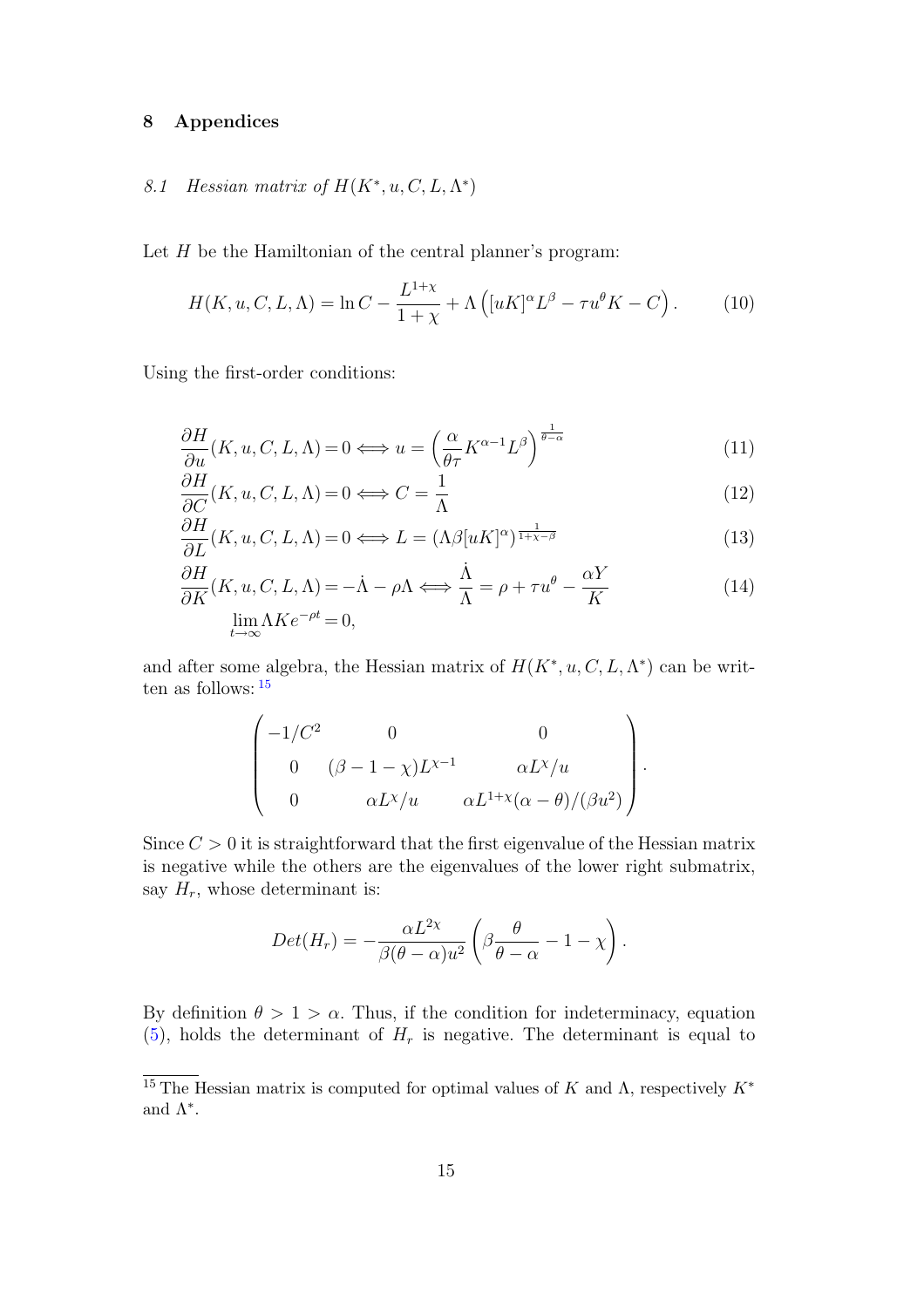## 8 Appendices

### 8.1 Hessian matrix of $H(K^*, u, C, L, \Lambda^*)$

Let $H$ be the Hamiltonian of the central planner's program:

$$H(K, u, C, L, \Lambda) = \ln C - \frac{L^{1+\chi}}{1+\chi} + \Lambda\left([uK]^{\alpha}L^{\beta} - \tau u^{\theta}K - C\right). \tag{10}$$

Using the first-order conditions:

$$\frac{\partial H}{\partial u}(K, u, C, L, \Lambda) = 0 \Longleftrightarrow u = \left(\frac{\alpha}{\theta\tau}K^{\alpha-1}L^{\beta}\right)^{\frac{1}{\theta-\alpha}} \tag{11}$$

$$\frac{\partial H}{\partial C}(K, u, C, L, \Lambda) = 0 \Longleftrightarrow C = \frac{1}{\Lambda} \tag{12}$$

$$\frac{\partial H}{\partial L}(K, u, C, L, \Lambda) = 0 \Longleftrightarrow L = (\Lambda\beta[uK]^{\alpha})^{\frac{1}{1+\chi-\beta}} \tag{13}$$

$$\frac{\partial H}{\partial K}(K, u, C, L, \Lambda) = -\dot{\Lambda} - \rho\Lambda \Longleftrightarrow \frac{\dot{\Lambda}}{\Lambda} = \rho + \tau u^{\theta} - \frac{\alpha Y}{K} \tag{14}$$

$$\lim_{t\to\infty}\Lambda K e^{-\rho t} = 0,$$

and after some algebra, the Hessian matrix of $H(K^*, u, C, L, \Lambda^*)$ can be written as follows:[15]

$$\begin{pmatrix} -1/C^2 & 0 & 0 \\ 0 & (\beta - 1 - \chi)L^{\chi-1} & \alpha L^{\chi}/u \\ 0 & \alpha L^{\chi}/u & \alpha L^{1+\chi}(\alpha-\theta)/(\beta u^2) \end{pmatrix}.$$

Since $C > 0$ it is straightforward that the first eigenvalue of the Hessian matrix is negative while the others are the eigenvalues of the lower right submatrix, say $H_r$, whose determinant is:

$$Det(H_r) = -\frac{\alpha L^{2\chi}}{\beta(\theta-\alpha)u^2}\left(\beta\frac{\theta}{\theta-\alpha} - 1 - \chi\right).$$

By definition $\theta > 1 > \alpha$. Thus, if the condition for indeterminacy, equation (5), holds the determinant of $H_r$ is negative. The determinant is equal to

[15] The Hessian matrix is computed for optimal values of $K$ and $\Lambda$, respectively $K^*$ and $\Lambda^*$.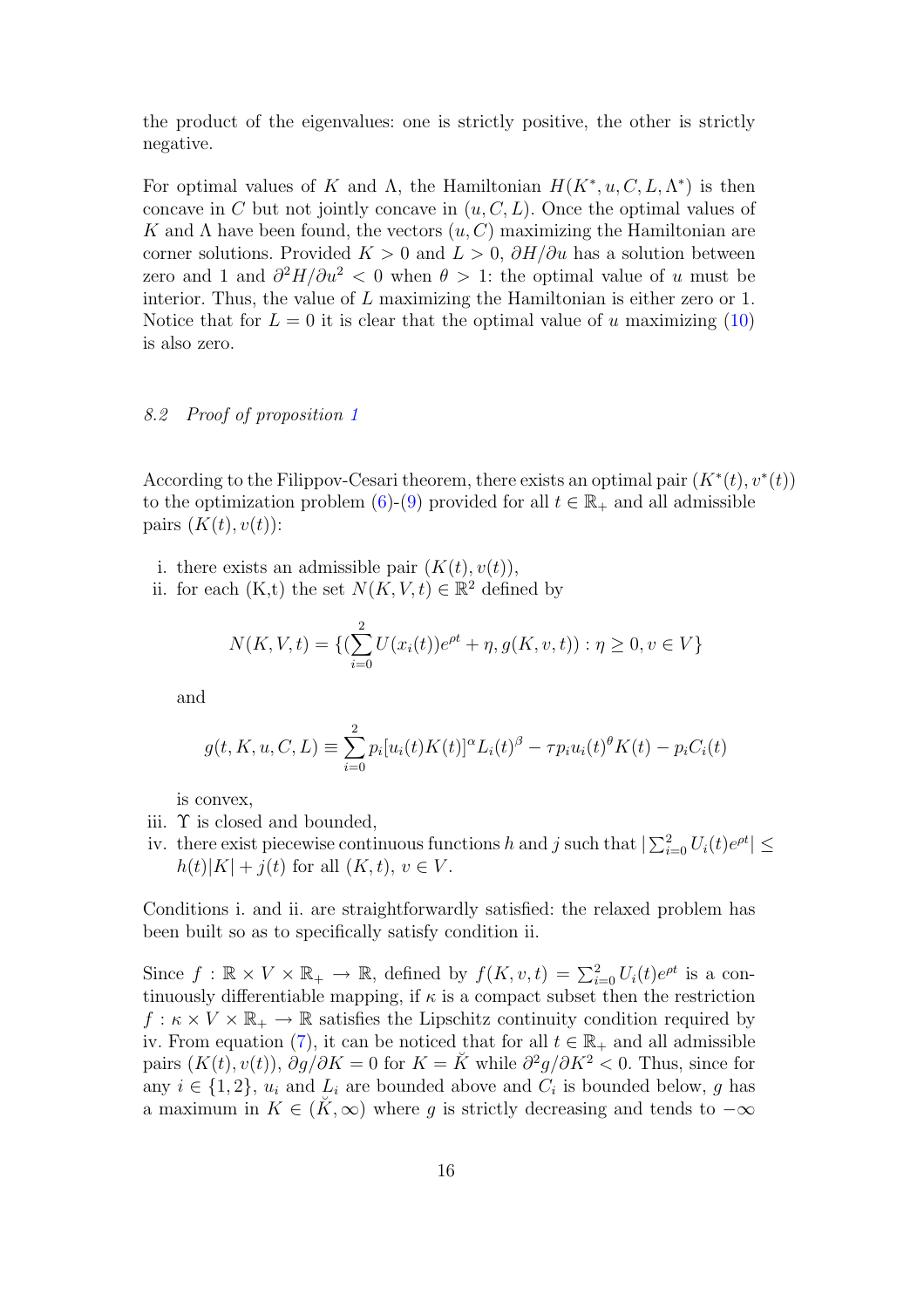the product of the eigenvalues: one is strictly positive, the other is strictly negative.

For optimal values of $K$ and $\Lambda$, the Hamiltonian $H(K^*, u, C, L, \Lambda^*)$ is then concave in $C$ but not jointly concave in $(u, C, L)$. Once the optimal values of $K$ and $\Lambda$ have been found, the vectors $(u, C)$ maximizing the Hamiltonian are corner solutions. Provided $K > 0$ and $L > 0$, $\partial H/\partial u$ has a solution between zero and 1 and $\partial^2 H/\partial u^2 < 0$ when $\theta > 1$: the optimal value of $u$ must be interior. Thus, the value of $L$ maximizing the Hamiltonian is either zero or 1. Notice that for $L = 0$ it is clear that the optimal value of $u$ maximizing (10) is also zero.

### *8.2 Proof of proposition 1*

According to the Filippov-Cesari theorem, there exists an optimal pair $(K^*(t), v^*(t))$ to the optimization problem (6)-(9) provided for all $t \in \mathbb{R}_+$ and all admissible pairs $(K(t), v(t))$:

i. there exists an admissible pair $(K(t), v(t))$,
ii. for each (K,t) the set $N(K, V, t) \in \mathbb{R}^2$ defined by

$$N(K, V, t) = \{(\sum_{i=0}^{2} U(x_i(t))e^{\rho t} + \eta, g(K, v, t)) : \eta \geq 0, v \in V\}$$

and

$$g(t, K, u, C, L) \equiv \sum_{i=0}^{2} p_i[u_i(t)K(t)]^{\alpha} L_i(t)^{\beta} - \tau p_i u_i(t)^{\theta} K(t) - p_i C_i(t)$$

is convex,

iii. $\Upsilon$ is closed and bounded,
iv. there exist piecewise continuous functions $h$ and $j$ such that $|\sum_{i=0}^{2} U_i(t)e^{\rho t}| \leq h(t)|K| + j(t)$ for all $(K, t)$, $v \in V$.

Conditions i. and ii. are straightforwardly satisfied: the relaxed problem has been built so as to specifically satisfy condition ii.

Since $f : \mathbb{R} \times V \times \mathbb{R}_+ \to \mathbb{R}$, defined by $f(K, v, t) = \sum_{i=0}^{2} U_i(t)e^{\rho t}$ is a continuously differentiable mapping, if $\kappa$ is a compact subset then the restriction $f : \kappa \times V \times \mathbb{R}_+ \to \mathbb{R}$ satisfies the Lipschitz continuity condition required by iv. From equation (7), it can be noticed that for all $t \in \mathbb{R}_+$ and all admissible pairs $(K(t), v(t))$, $\partial g/\partial K = 0$ for $K = \breve{K}$ while $\partial^2 g/\partial K^2 < 0$. Thus, since for any $i \in \{1, 2\}$, $u_i$ and $L_i$ are bounded above and $C_i$ is bounded below, $g$ has a maximum in $K \in (\breve{K}, \infty)$ where $g$ is strictly decreasing and tends to $-\infty$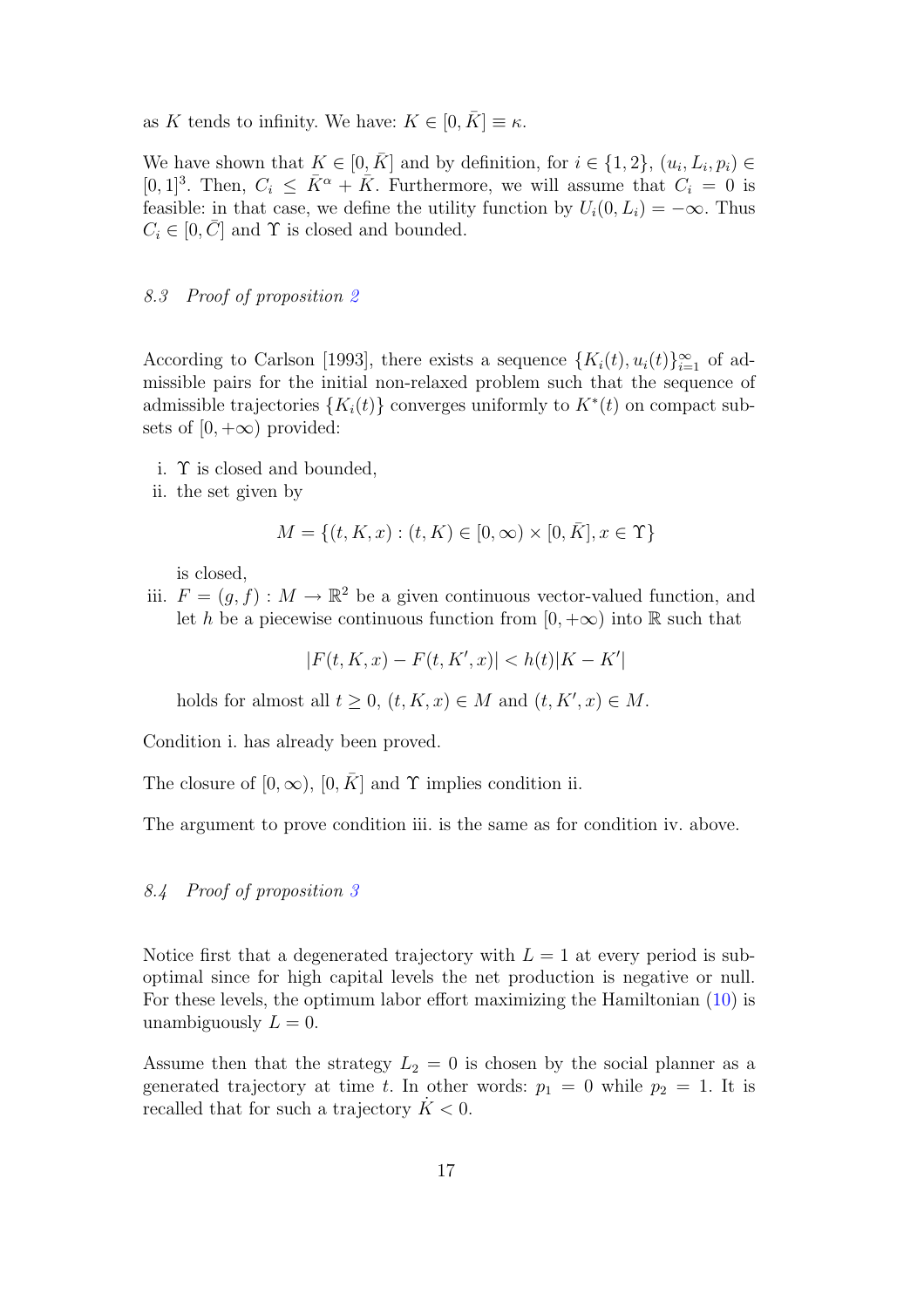as $K$ tends to infinity. We have: $K \in [0, \bar{K}] \equiv \kappa$.

We have shown that $K \in [0, \bar{K}]$ and by definition, for $i \in \{1, 2\}$, $(u_i, L_i, p_i) \in [0, 1]^3$. Then, $C_i \leq \bar{K}^\alpha + \bar{K}$. Furthermore, we will assume that $C_i = 0$ is feasible: in that case, we define the utility function by $U_i(0, L_i) = -\infty$. Thus $C_i \in [0, \bar{C}]$ and $\Upsilon$ is closed and bounded.

### *8.3 Proof of proposition 2*

According to Carlson [1993], there exists a sequence $\{K_i(t), u_i(t)\}_{i=1}^{\infty}$ of admissible pairs for the initial non-relaxed problem such that the sequence of admissible trajectories $\{K_i(t)\}$ converges uniformly to $K^*(t)$ on compact subsets of $[0, +\infty)$ provided:

i. $\Upsilon$ is closed and bounded,

ii. the set given by

$$M = \{(t, K, x) : (t, K) \in [0, \infty) \times [0, \bar{K}], x \in \Upsilon\}$$

is closed,

iii. $F = (g, f) : M \to \mathbb{R}^2$ be a given continuous vector-valued function, and let $h$ be a piecewise continuous function from $[0, +\infty)$ into $\mathbb{R}$ such that

$$|F(t, K, x) - F(t, K', x)| < h(t)|K - K'|$$

holds for almost all $t \geq 0$, $(t, K, x) \in M$ and $(t, K', x) \in M$.

Condition i. has already been proved.

The closure of $[0, \infty)$, $[0, \bar{K}]$ and $\Upsilon$ implies condition ii.

The argument to prove condition iii. is the same as for condition iv. above.

### *8.4 Proof of proposition 3*

Notice first that a degenerated trajectory with $L = 1$ at every period is sub-optimal since for high capital levels the net production is negative or null. For these levels, the optimum labor effort maximizing the Hamiltonian (10) is unambiguously $L = 0$.

Assume then that the strategy $L_2 = 0$ is chosen by the social planner as a generated trajectory at time $t$. In other words: $p_1 = 0$ while $p_2 = 1$. It is recalled that for such a trajectory $\dot{K} < 0$.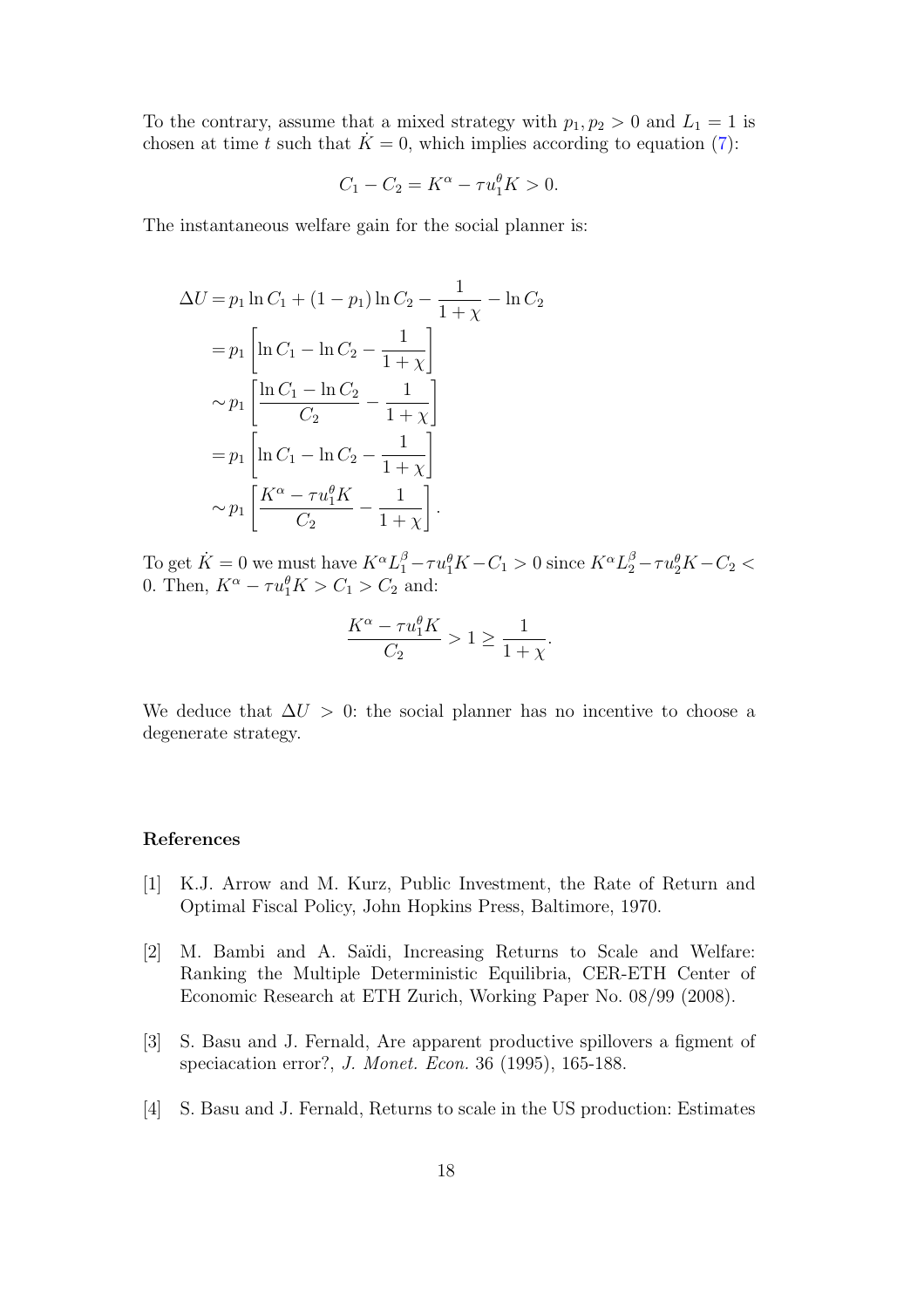To the contrary, assume that a mixed strategy with $p_1, p_2 > 0$ and $L_1 = 1$ is chosen at time $t$ such that $\dot{K} = 0$, which implies according to equation (7):

$$C_1 - C_2 = K^\alpha - \tau u_1^\theta K > 0.$$

The instantaneous welfare gain for the social planner is:

$$\begin{aligned}
\Delta U &= p_1 \ln C_1 + (1 - p_1) \ln C_2 - \frac{1}{1+\chi} - \ln C_2 \\
&= p_1 \left[ \ln C_1 - \ln C_2 - \frac{1}{1+\chi} \right] \\
&\sim p_1 \left[ \frac{\ln C_1 - \ln C_2}{C_2} - \frac{1}{1+\chi} \right] \\
&= p_1 \left[ \ln C_1 - \ln C_2 - \frac{1}{1+\chi} \right] \\
&\sim p_1 \left[ \frac{K^\alpha - \tau u_1^\theta K}{C_2} - \frac{1}{1+\chi} \right].
\end{aligned}$$

To get $\dot{K} = 0$ we must have $K^\alpha L_1^\beta - \tau u_1^\theta K - C_1 > 0$ since $K^\alpha L_2^\beta - \tau u_2^\theta K - C_2 < 0$. Then, $K^\alpha - \tau u_1^\theta K > C_1 > C_2$ and:

$$\frac{K^\alpha - \tau u_1^\theta K}{C_2} > 1 \geq \frac{1}{1+\chi}.$$

We deduce that $\Delta U > 0$: the social planner has no incentive to choose a degenerate strategy.

## References

[1] K.J. Arrow and M. Kurz, Public Investment, the Rate of Return and Optimal Fiscal Policy, John Hopkins Press, Baltimore, 1970.

[2] M. Bambi and A. Saïdi, Increasing Returns to Scale and Welfare: Ranking the Multiple Deterministic Equilibria, CER-ETH Center of Economic Research at ETH Zurich, Working Paper No. 08/99 (2008).

[3] S. Basu and J. Fernald, Are apparent productive spillovers a figment of speciacation error?, *J. Monet. Econ.* 36 (1995), 165-188.

[4] S. Basu and J. Fernald, Returns to scale in the US production: Estimates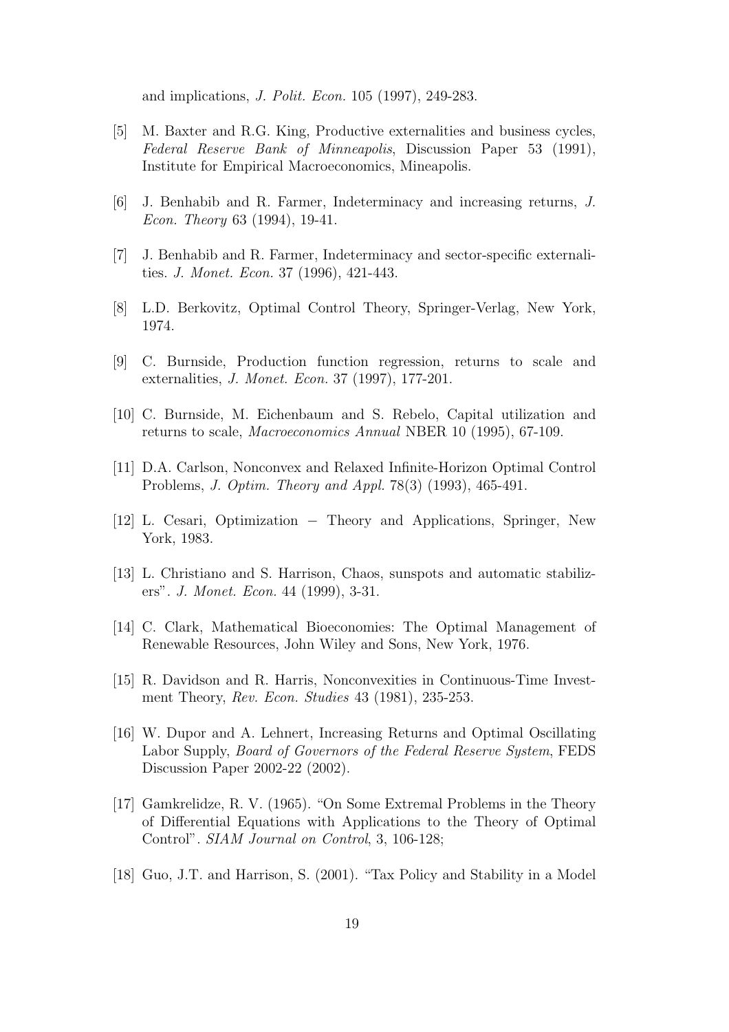and implications, *J. Polit. Econ.* 105 (1997), 249-283.

[5] M. Baxter and R.G. King, Productive externalities and business cycles, *Federal Reserve Bank of Minneapolis*, Discussion Paper 53 (1991), Institute for Empirical Macroeconomics, Mineapolis.

[6] J. Benhabib and R. Farmer, Indeterminacy and increasing returns, *J. Econ. Theory* 63 (1994), 19-41.

[7] J. Benhabib and R. Farmer, Indeterminacy and sector-specific externalities. *J. Monet. Econ.* 37 (1996), 421-443.

[8] L.D. Berkovitz, Optimal Control Theory, Springer-Verlag, New York, 1974.

[9] C. Burnside, Production function regression, returns to scale and externalities, *J. Monet. Econ.* 37 (1997), 177-201.

[10] C. Burnside, M. Eichenbaum and S. Rebelo, Capital utilization and returns to scale, *Macroeconomics Annual* NBER 10 (1995), 67-109.

[11] D.A. Carlson, Nonconvex and Relaxed Infinite-Horizon Optimal Control Problems, *J. Optim. Theory and Appl.* 78(3) (1993), 465-491.

[12] L. Cesari, Optimization − Theory and Applications, Springer, New York, 1983.

[13] L. Christiano and S. Harrison, Chaos, sunspots and automatic stabilizers". *J. Monet. Econ.* 44 (1999), 3-31.

[14] C. Clark, Mathematical Bioeconomies: The Optimal Management of Renewable Resources, John Wiley and Sons, New York, 1976.

[15] R. Davidson and R. Harris, Nonconvexities in Continuous-Time Investment Theory, *Rev. Econ. Studies* 43 (1981), 235-253.

[16] W. Dupor and A. Lehnert, Increasing Returns and Optimal Oscillating Labor Supply, *Board of Governors of the Federal Reserve System*, FEDS Discussion Paper 2002-22 (2002).

[17] Gamkrelidze, R. V. (1965). "On Some Extremal Problems in the Theory of Differential Equations with Applications to the Theory of Optimal Control". *SIAM Journal on Control*, 3, 106-128;

[18] Guo, J.T. and Harrison, S. (2001). "Tax Policy and Stability in a Model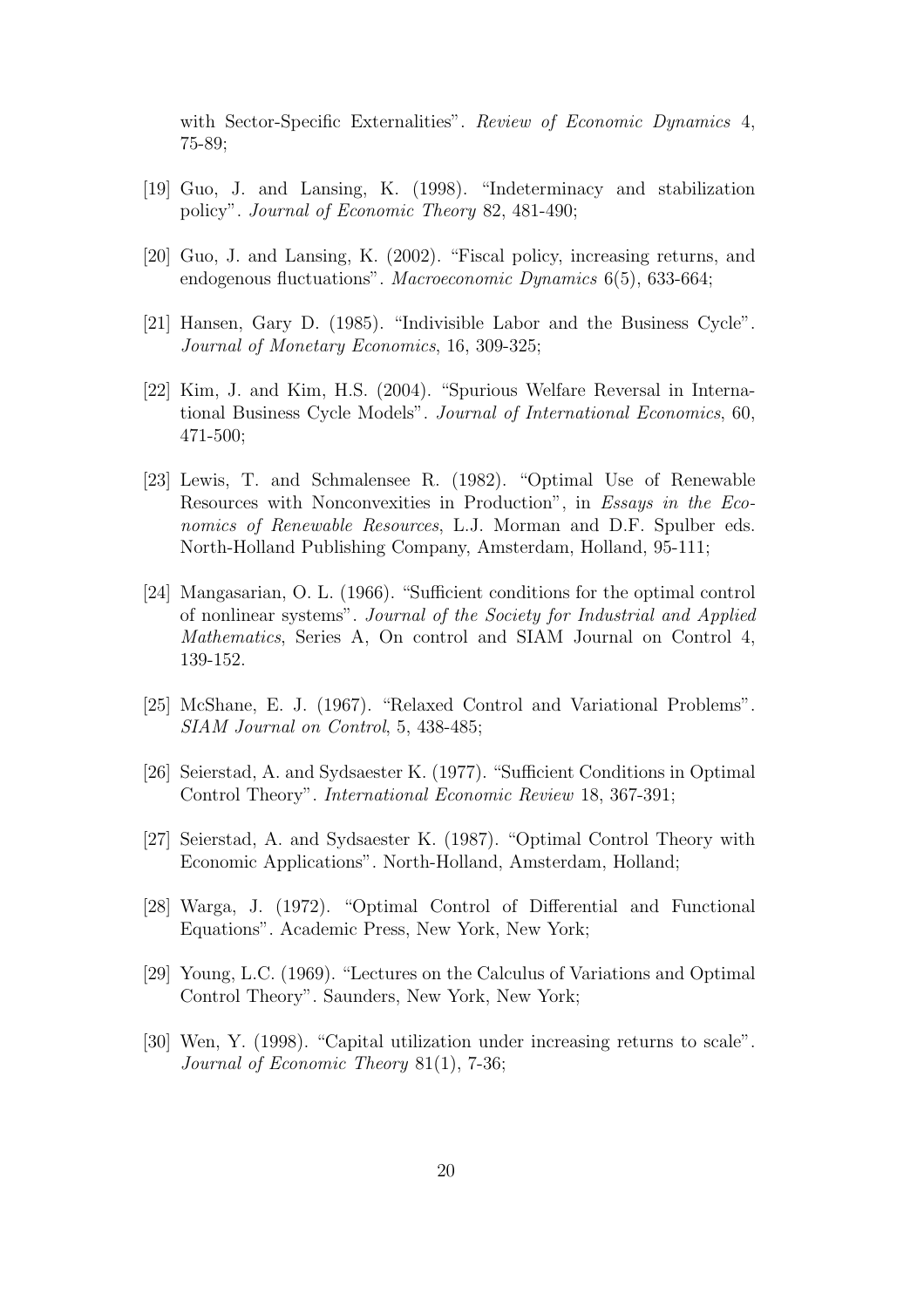with Sector-Specific Externalities". *Review of Economic Dynamics* 4, 75-89;

[19] Guo, J. and Lansing, K. (1998). "Indeterminacy and stabilization policy". *Journal of Economic Theory* 82, 481-490;

[20] Guo, J. and Lansing, K. (2002). "Fiscal policy, increasing returns, and endogenous fluctuations". *Macroeconomic Dynamics* 6(5), 633-664;

[21] Hansen, Gary D. (1985). "Indivisible Labor and the Business Cycle". *Journal of Monetary Economics*, 16, 309-325;

[22] Kim, J. and Kim, H.S. (2004). "Spurious Welfare Reversal in International Business Cycle Models". *Journal of International Economics*, 60, 471-500;

[23] Lewis, T. and Schmalensee R. (1982). "Optimal Use of Renewable Resources with Nonconvexities in Production", in *Essays in the Economics of Renewable Resources*, L.J. Morman and D.F. Spulber eds. North-Holland Publishing Company, Amsterdam, Holland, 95-111;

[24] Mangasarian, O. L. (1966). "Sufficient conditions for the optimal control of nonlinear systems". *Journal of the Society for Industrial and Applied Mathematics*, Series A, On control and SIAM Journal on Control 4, 139-152.

[25] McShane, E. J. (1967). "Relaxed Control and Variational Problems". *SIAM Journal on Control*, 5, 438-485;

[26] Seierstad, A. and Sydsaester K. (1977). "Sufficient Conditions in Optimal Control Theory". *International Economic Review* 18, 367-391;

[27] Seierstad, A. and Sydsaester K. (1987). "Optimal Control Theory with Economic Applications". North-Holland, Amsterdam, Holland;

[28] Warga, J. (1972). "Optimal Control of Differential and Functional Equations". Academic Press, New York, New York;

[29] Young, L.C. (1969). "Lectures on the Calculus of Variations and Optimal Control Theory". Saunders, New York, New York;

[30] Wen, Y. (1998). "Capital utilization under increasing returns to scale". *Journal of Economic Theory* 81(1), 7-36;